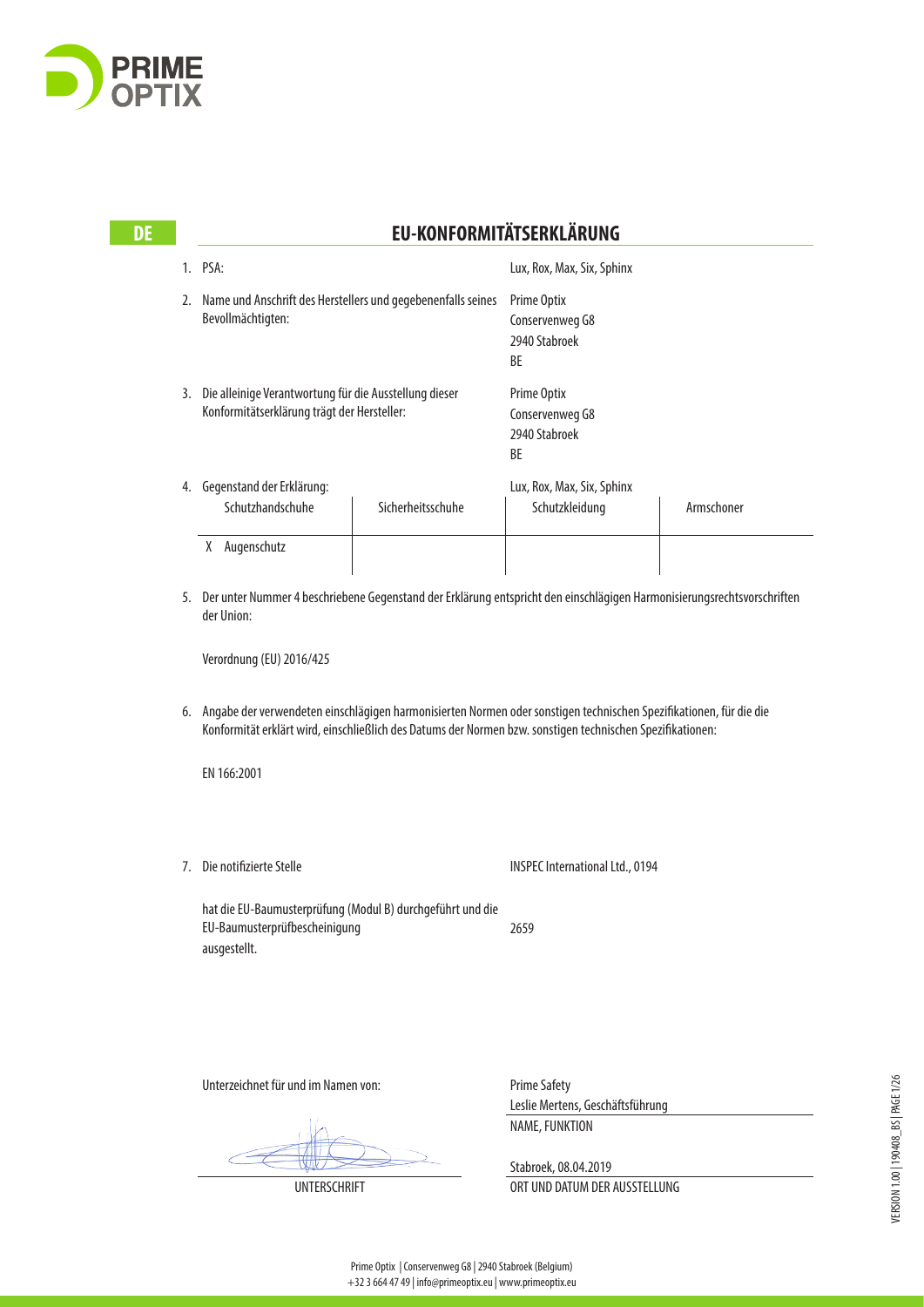PRIME OPTIX

DE

# EU-KONFORMITÄTSERKLÄRUNG

1. PSA: Lux, Rox, Max, Six, Sphinx

2. Name und Anschrift des Herstellers und gegebenenfalls seines Bevollmächtigten:

   Prime Optix
   Conservenweg G8
   2940 Stabroek
   BE

3. Die alleinige Verantwortung für die Ausstellung dieser Konformitätserklärung trägt der Hersteller:

   Prime Optix
   Conservenweg G8
   2940 Stabroek
   BE

4. Gegenstand der Erklärung: Lux, Rox, Max, Six, Sphinx

| Schutzhandschuhe | Sicherheitsschuhe | Schutzkleidung | Armschoner |
|---|---|---|---|
| X Augenschutz | | | |

5. Der unter Nummer 4 beschriebene Gegenstand der Erklärung entspricht den einschlägigen Harmonisierungsrechtsvorschriften der Union:

   Verordnung (EU) 2016/425

6. Angabe der verwendeten einschlägigen harmonisierten Normen oder sonstigen technischen Spezifikationen, für die die Konformität erklärt wird, einschließlich des Datums der Normen bzw. sonstigen technischen Spezifikationen:

   EN 166:2001

7. Die notifizierte Stelle INSPEC International Ltd., 0194

   hat die EU-Baumusterprüfung (Modul B) durchgeführt und die EU-Baumusterprüfbescheinigung 2659 ausgestellt.

Unterzeichnet für und im Namen von: Prime Safety

Leslie Mertens, Geschäftsführung
NAME, FUNKTION

UNTERSCHRIFT

Stabroek, 08.04.2019
ORT UND DATUM DER AUSSTELLUNG

VERSION 1.00 | 190408_BS

Prime Optix | Conservenweg G8 | 2940 Stabroek (Belgium)
+32 3 664 47 49 | info@primeoptix.eu | www.primeoptix.eu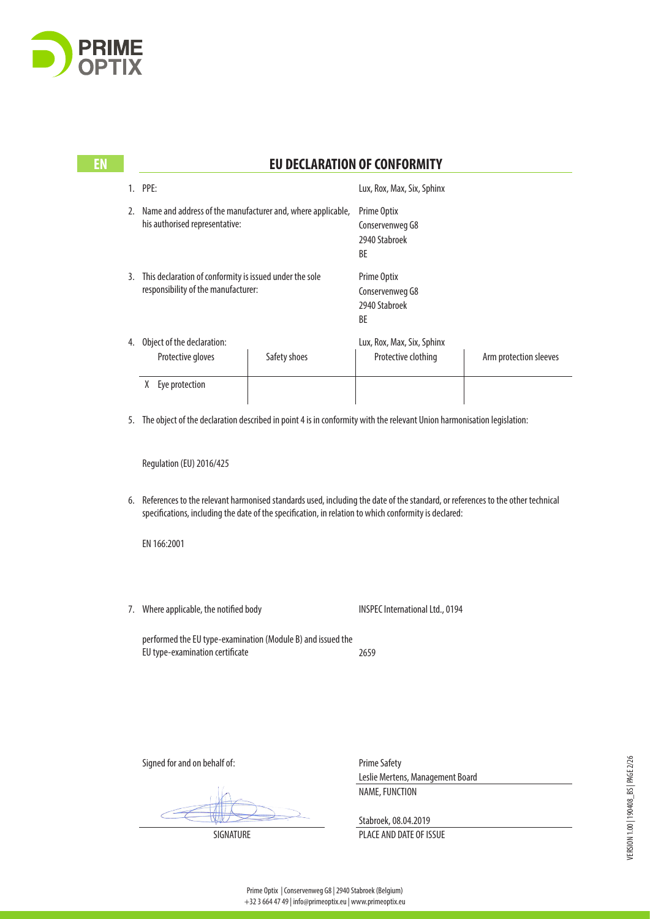**EN**

## EU DECLARATION OF CONFORMITY

1. PPE: Lux, Rox, Max, Six, Sphinx

2. Name and address of the manufacturer and, where applicable, his authorised representative:
   Prime Optix
   Conservenweg G8
   2940 Stabroek
   BE

3. This declaration of conformity is issued under the sole responsibility of the manufacturer:
   Prime Optix
   Conservenweg G8
   2940 Stabroek
   BE

4. Object of the declaration: Lux, Rox, Max, Six, Sphinx

| Protective gloves | Safety shoes | Protective clothing | Arm protection sleeves |
|---|---|---|---|
| X Eye protection | | | |

5. The object of the declaration described in point 4 is in conformity with the relevant Union harmonisation legislation:

   Regulation (EU) 2016/425

6. References to the relevant harmonised standards used, including the date of the standard, or references to the other technical specifications, including the date of the specification, in relation to which conformity is declared:

   EN 166:2001

7. Where applicable, the notified body: INSPEC International Ltd., 0194

   performed the EU type-examination (Module B) and issued the EU type-examination certificate: 2659

Signed for and on behalf of:

Prime Safety
Leslie Mertens, Management Board
NAME, FUNCTION

SIGNATURE

Stabroek, 08.04.2019
PLACE AND DATE OF ISSUE

Prime Optix | Conservenweg G8 | 2940 Stabroek (Belgium)
+32 3 664 47 49 | info@primeoptix.eu | www.primeoptix.eu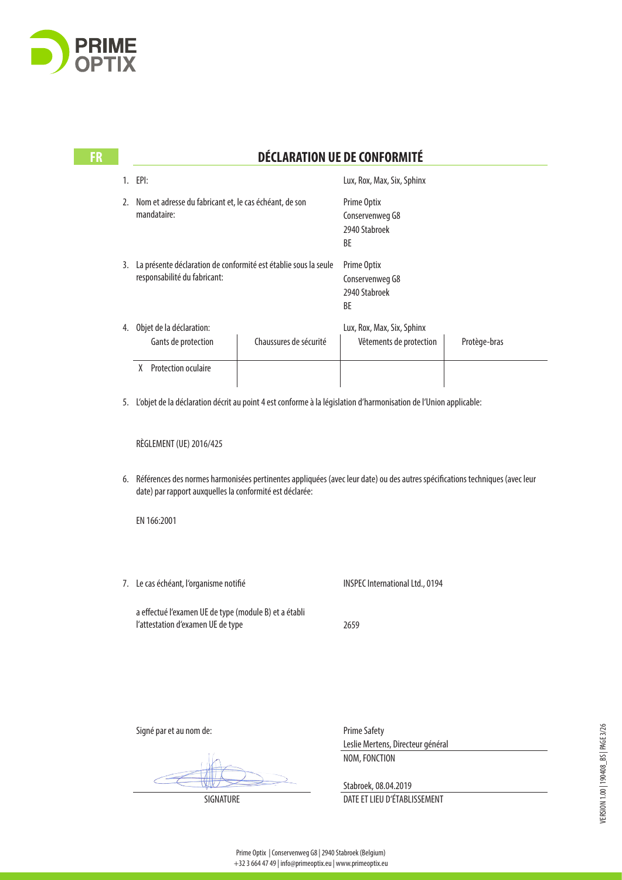FR

# DÉCLARATION UE DE CONFORMITÉ

1. EPI: Lux, Rox, Max, Six, Sphinx

2. Nom et adresse du fabricant et, le cas échéant, de son mandataire:
   Prime Optix
   Conservenweg G8
   2940 Stabroek
   BE

3. La présente déclaration de conformité est établie sous la seule responsabilité du fabricant:
   Prime Optix
   Conservenweg G8
   2940 Stabroek
   BE

4. Objet de la déclaration: Lux, Rox, Max, Six, Sphinx

| Gants de protection | Chaussures de sécurité | Vêtements de protection | Protège-bras |
|---|---|---|---|
| X Protection oculaire | | | |

5. L'objet de la déclaration décrit au point 4 est conforme à la législation d'harmonisation de l'Union applicable:

   RÈGLEMENT (UE) 2016/425

6. Références des normes harmonisées pertinentes appliquées (avec leur date) ou des autres spécifications techniques (avec leur date) par rapport auxquelles la conformité est déclarée:

   EN 166:2001

7. Le cas échéant, l'organisme notifié: INSPEC International Ltd., 0194

   a effectué l'examen UE de type (module B) et a établi l'attestation d'examen UE de type: 2659

Signé par et au nom de: Prime Safety
Leslie Mertens, Directeur général
NOM, FONCTION

SIGNATURE

Stabroek, 08.04.2019
DATE ET LIEU D'ÉTABLISSEMENT

Prime Optix | Conservenweg G8 | 2940 Stabroek (Belgium)
+32 3 664 47 49 | info@primeoptix.eu | www.primeoptix.eu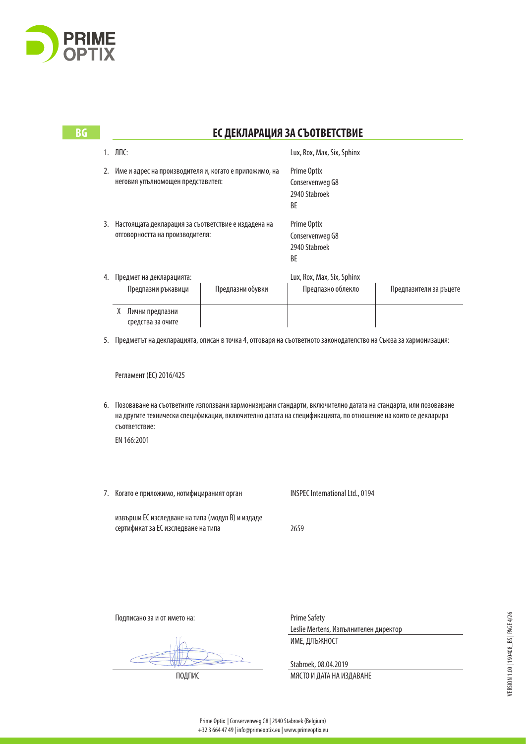BG

## ЕС ДЕКЛАРАЦИЯ ЗА СЪОТВЕТСТВИЕ

1. ЛПС: Lux, Rox, Max, Six, Sphinx

2. Име и адрес на производителя и, когато е приложимо, на неговия упълномощен представител:
   Prime Optix
   Conservenweg G8
   2940 Stabroek
   BE

3. Настоящата декларация за съответствие е издадена на отговорността на производителя:
   Prime Optix
   Conservenweg G8
   2940 Stabroek
   BE

4. Предмет на декларацията: Lux, Rox, Max, Six, Sphinx

| Предпазни ръкавици | Предпазни обувки | Предпазно облекло | Предпазители за ръцете |
|---|---|---|---|
| X Лични предпазни средства за очите | | | |

5. Предметът на декларацията, описан в точка 4, отговаря на съответното законодателство на Съюза за хармонизация:

   Регламент (ЕС) 2016/425

6. Позоваване на съответните използвани хармонизирани стандарти, включително датата на стандарта, или позоваване на другите технически спецификации, включително датата на спецификацията, по отношение на които се декларира съответствие:

   EN 166:2001

7. Когато е приложимо, нотифицираният орган INSPEC International Ltd., 0194

   извърши ЕС изследване на типа (модул В) и издаде сертификат за ЕС изследване на типа 2659

Подписано за и от името на:

Prime Safety
Leslie Mertens, Изпълнителен директор
ИМЕ, ДЛЪЖНОСТ

ПОДПИС

Stabroek, 08.04.2019
МЯСТО И ДАТА НА ИЗДАВАНЕ

VERSION 1.00 | 190408_BS

Prime Optix | Conservenweg G8 | 2940 Stabroek (Belgium)
+32 3 664 47 49 | info@primeoptix.eu | www.primeoptix.eu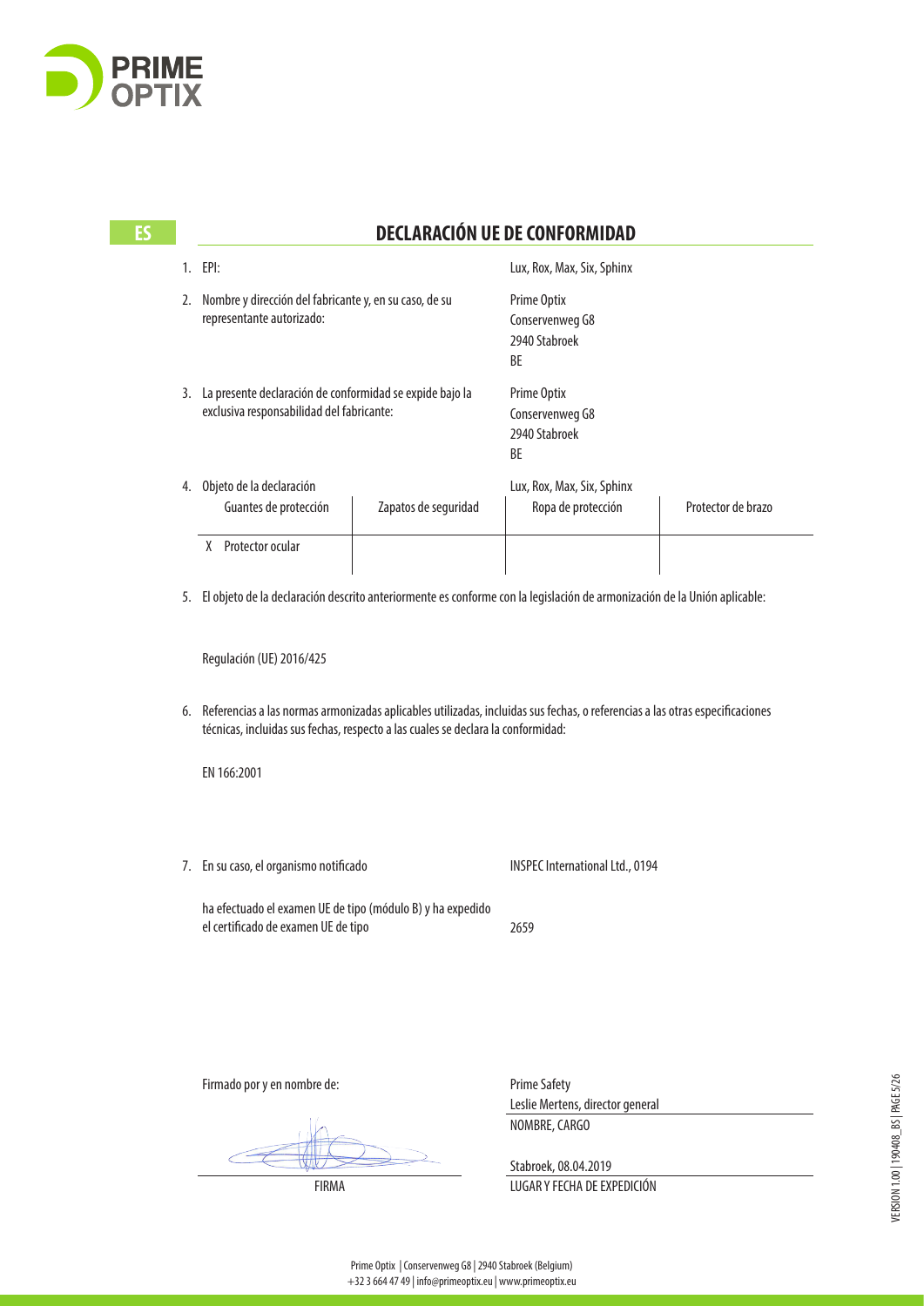ES

## DECLARACIÓN UE DE CONFORMIDAD

1. EPI: Lux, Rox, Max, Six, Sphinx

2. Nombre y dirección del fabricante y, en su caso, de su representante autorizado:
   Prime Optix
   Conservenweg G8
   2940 Stabroek
   BE

3. La presente declaración de conformidad se expide bajo la exclusiva responsabilidad del fabricante:
   Prime Optix
   Conservenweg G8
   2940 Stabroek
   BE

4. Objeto de la declaración: Lux, Rox, Max, Six, Sphinx

| Guantes de protección | Zapatos de seguridad | Ropa de protección | Protector de brazo |
|---|---|---|---|
| X Protector ocular | | | |

5. El objeto de la declaración descrito anteriormente es conforme con la legislación de armonización de la Unión aplicable:

   Regulación (UE) 2016/425

6. Referencias a las normas armonizadas aplicables utilizadas, incluidas sus fechas, o referencias a las otras especificaciones técnicas, incluidas sus fechas, respecto a las cuales se declara la conformidad:

   EN 166:2001

7. En su caso, el organismo notificado: INSPEC International Ltd., 0194

   ha efectuado el examen UE de tipo (módulo B) y ha expedido el certificado de examen UE de tipo: 2659

Firmado por y en nombre de:

Prime Safety
Leslie Mertens, director general

NOMBRE, CARGO

FIRMA

Stabroek, 08.04.2019

LUGAR Y FECHA DE EXPEDICIÓN

Prime Optix | Conservenweg G8 | 2940 Stabroek (Belgium)
+32 3 664 47 49 | info@primeoptix.eu | www.primeoptix.eu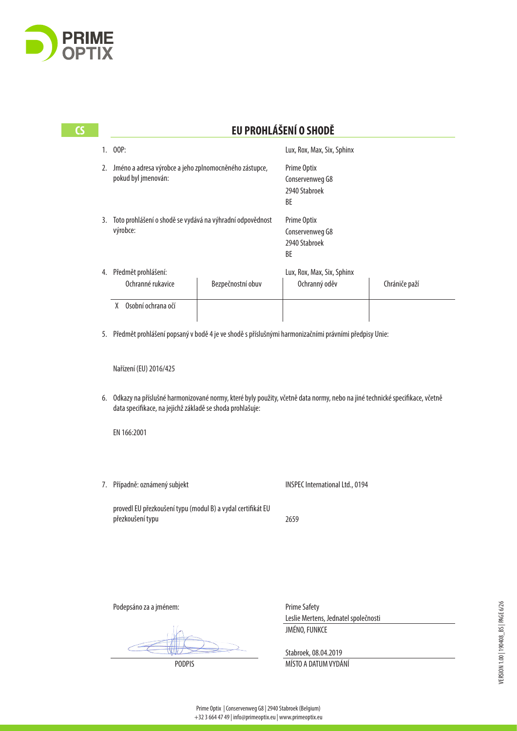CS

## EU PROHLÁŠENÍ O SHODĚ

1. OOP: Lux, Rox, Max, Six, Sphinx

2. Jméno a adresa výrobce a jeho zplnomocněného zástupce, pokud byl jmenován:
   Prime Optix
   Conservenweg G8
   2940 Stabroek
   BE

3. Toto prohlášení o shodě se vydává na výhradní odpovědnost výrobce:
   Prime Optix
   Conservenweg G8
   2940 Stabroek
   BE

4. Předmět prohlášení: Lux, Rox, Max, Six, Sphinx

| Ochranné rukavice | Bezpečnostní obuv | Ochranný oděv | Chrániče paží |
|---|---|---|---|
| X Osobní ochrana očí | | | |

5. Předmět prohlášení popsaný v bodě 4 je ve shodě s příslušnými harmonizačními právními předpisy Unie:

   Nařízení (EU) 2016/425

6. Odkazy na příslušné harmonizované normy, které byly použity, včetně data normy, nebo na jiné technické specifikace, včetně data specifikace, na jejichž základě se shoda prohlašuje:

   EN 166:2001

7. Případně: oznámený subjekt INSPEC International Ltd., 0194

   provedl EU přezkoušení typu (modul B) a vydal certifikát EU přezkoušení typu 2659

Podepsáno za a jménem:

PODPIS

Prime Safety
Leslie Mertens, Jednatel společnosti
JMÉNO, FUNKCE

Stabroek, 08.04.2019
MÍSTO A DATUM VYDÁNÍ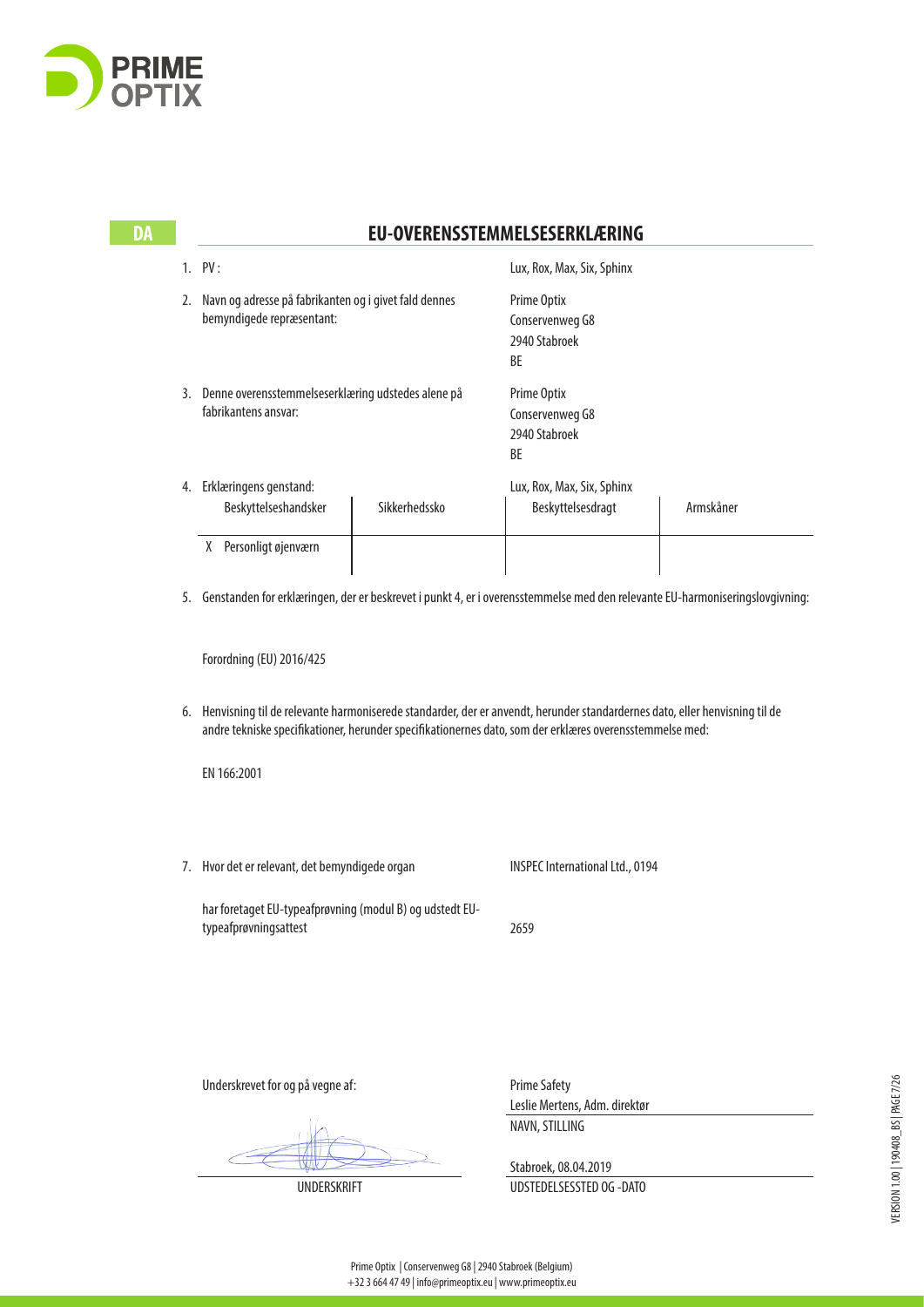DA

# EU-OVERENSSTEMMELSESERKLÆRING

1. PV : Lux, Rox, Max, Six, Sphinx

2. Navn og adresse på fabrikanten og i givet fald dennes bemyndigede repræsentant:

   Prime Optix
   Conservenweg G8
   2940 Stabroek
   BE

3. Denne overensstemmelseserklæring udstedes alene på fabrikantens ansvar:

   Prime Optix
   Conservenweg G8
   2940 Stabroek
   BE

4. Erklæringens genstand: Lux, Rox, Max, Six, Sphinx

|  | Beskyttelseshandsker | Sikkerhedssko | Beskyttelsesdragt | Armskåner |
|---|---|---|---|---|
| X | Personligt øjenværn |  |  |  |

5. Genstanden for erklæringen, der er beskrevet i punkt 4, er i overensstemmelse med den relevante EU-harmoniseringslovgivning:

   Forordning (EU) 2016/425

6. Henvisning til de relevante harmoniserede standarder, der er anvendt, herunder standardernes dato, eller henvisning til de andre tekniske specifikationer, herunder specifikationernes dato, som der erklæres overensstemmelse med:

   EN 166:2001

7. Hvor det er relevant, det bemyndigede organ: INSPEC International Ltd., 0194

   har foretaget EU-typeafprøvning (modul B) og udstedt EU-typeafprøvningsattest: 2659

Underskrevet for og på vegne af:

Prime Safety
Leslie Mertens, Adm. direktør
NAVN, STILLING

UNDERSKRIFT

Stabroek, 08.04.2019
UDSTEDELSESSTED OG -DATO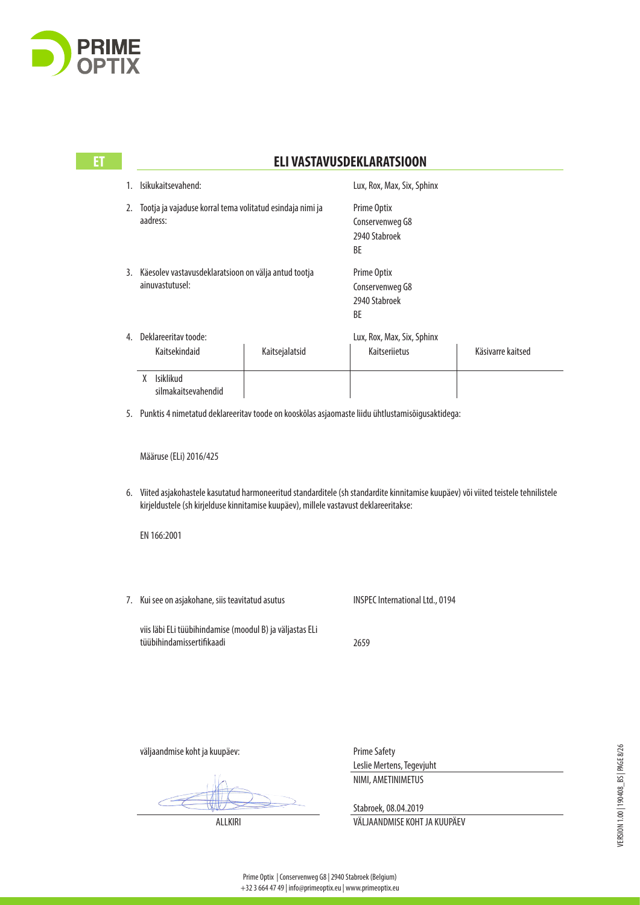ET

## ELI VASTAVUSDEKLARATSIOON

1. Isikukaitsevahend: Lux, Rox, Max, Six, Sphinx

2. Tootja ja vajaduse korral tema volitatud esindaja nimi ja aadress:
   Prime Optix
   Conservenweg G8
   2940 Stabroek
   BE

3. Käesolev vastavusdeklaratsioon on välja antud tootja ainuvastutusel:
   Prime Optix
   Conservenweg G8
   2940 Stabroek
   BE

4. Deklareeritav toode: Lux, Rox, Max, Six, Sphinx

| Kaitsekindaid | Kaitsejalatsid | Kaitseriietus | Käsivarre kaitsed |
|---|---|---|---|
| X Isiklikud silmakaitsevahendid | | | |

5. Punktis 4 nimetatud deklareeritav toode on kooskõlas asjaomaste liidu ühtlustamisõigusaktidega:

   Määruse (ELi) 2016/425

6. Viited asjakohastele kasutatud harmoneeritud standarditele (sh standardite kinnitamise kuupäev) või viited teistele tehnilistele kirjeldustele (sh kirjelduse kinnitamise kuupäev), millele vastavust deklareeritakse:

   EN 166:2001

7. Kui see on asjakohane, siis teavitatud asutus: INSPEC International Ltd., 0194

   viis läbi ELi tüübihindamise (moodul B) ja väljastas ELi tüübihindamissertifikaadi: 2659

väljaandmise koht ja kuupäev:

ALLKIRI

Prime Safety
Leslie Mertens, Tegevjuht
NIMI, AMETINIMETUS

Stabroek, 08.04.2019
VÄLJAANDMISE KOHT JA KUUPÄEV

Prime Optix | Conservenweg G8 | 2940 Stabroek (Belgium)
+32 3 664 47 49 | info@primeoptix.eu | www.primeoptix.eu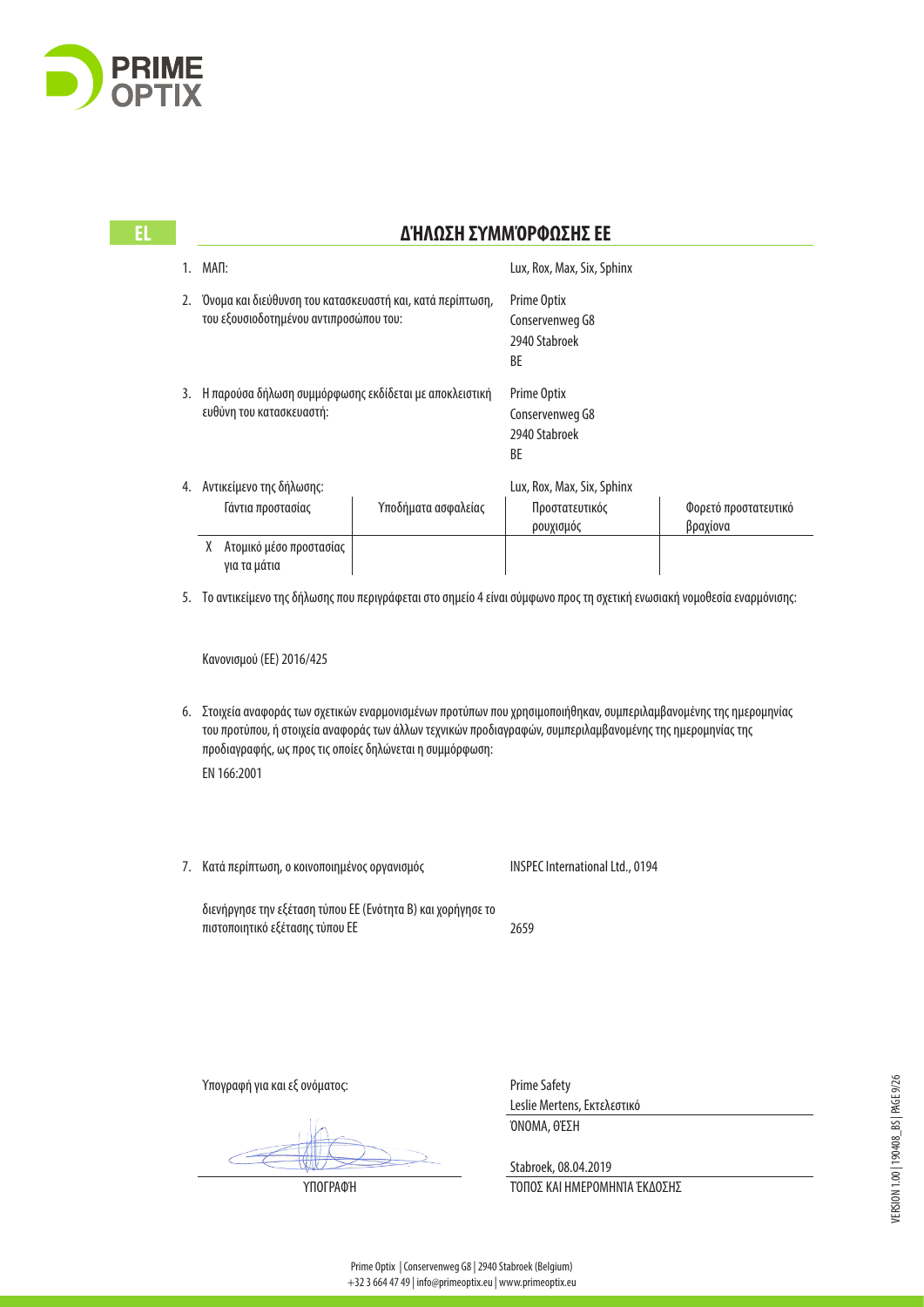EL

## ΔΉΛΩΣΗ ΣΥΜΜΌΡΦΩΣΗΣ ΕΕ

1. ΜΑΠ: Lux, Rox, Max, Six, Sphinx

2. Όνομα και διεύθυνση του κατασκευαστή και, κατά περίπτωση, του εξουσιοδοτημένου αντιπροσώπου του:
Prime Optix
Conservenweg G8
2940 Stabroek
BE

3. Η παρούσα δήλωση συμμόρφωσης εκδίδεται με αποκλειστική ευθύνη του κατασκευαστή:
Prime Optix
Conservenweg G8
2940 Stabroek
BE

4. Αντικείμενο της δήλωσης: Lux, Rox, Max, Six, Sphinx

| Γάντια προστασίας | Υποδήματα ασφαλείας | Προστατευτικός ρουχισμός | Φορετό προστατευτικό βραχίονα |
|---|---|---|---|
| X Ατομικό μέσο προστασίας για τα μάτια | | | |

5. Το αντικείμενο της δήλωσης που περιγράφεται στο σημείο 4 είναι σύμφωνο προς τη σχετική ενωσιακή νομοθεσία εναρμόνισης:

Κανονισμού (ΕΕ) 2016/425

6. Στοιχεία αναφοράς των σχετικών εναρμονισμένων προτύπων που χρησιμοποιήθηκαν, συμπεριλαμβανομένης της ημερομηνίας του προτύπου, ή στοιχεία αναφοράς των άλλων τεχνικών προδιαγραφών, συμπεριλαμβανομένης της ημερομηνίας της προδιαγραφής, ως προς τις οποίες δηλώνεται η συμμόρφωση:
EN 166:2001

7. Κατά περίπτωση, ο κοινοποιημένος οργανισμός: INSPEC International Ltd., 0194

διενήργησε την εξέταση τύπου ΕΕ (Ενότητα Β) και χορήγησε το πιστοποιητικό εξέτασης τύπου ΕΕ: 2659

Υπογραφή για και εξ ονόματος:

Prime Safety
Leslie Mertens, Εκτελεστικό
ΌΝΟΜΑ, ΘΈΣΗ

ΥΠΟΓΡΑΦΉ

Stabroek, 08.04.2019
ΤΌΠΟΣ ΚΑΙ ΗΜΕΡΟΜΗΝΊΑ ΈΚΔΟΣΗΣ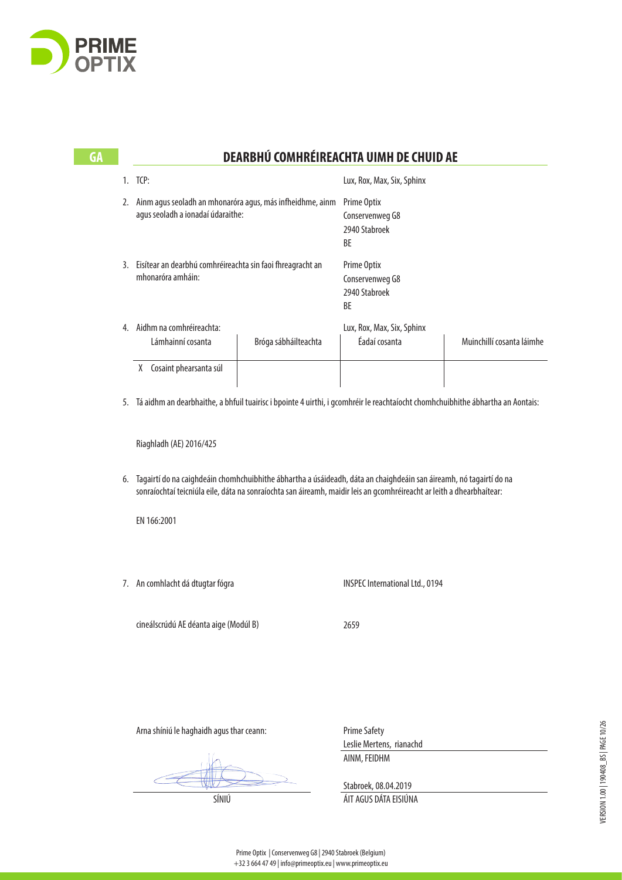GA

# DEARBHÚ COMHRÉIREACHTA UIMH DE CHUID AE

1. TCP: Lux, Rox, Max, Six, Sphinx

2. Ainm agus seoladh an mhonaróra agus, más infheidhme, ainm agus seoladh a ionadaí údaraithe:
   Prime Optix
   Conservenweg G8
   2940 Stabroek
   BE

3. Eisítear an dearbhú comhréireachta sin faoi fhreagracht an mhonaróra amháin:
   Prime Optix
   Conservenweg G8
   2940 Stabroek
   BE

4. Aidhm na comhréireachta: Lux, Rox, Max, Six, Sphinx

| Lámhainní cosanta | Bróga sábháilteachta | Éadaí cosanta | Muinchillí cosanta láimhe |
|---|---|---|---|
| X Cosaint phearsanta súl | | | |

5. Tá aidhm an dearbhaithe, a bhfuil tuairisc i bpointe 4 uirthi, i gcomhréir le reachtaíocht chomhchuibhithe ábhartha an Aontais:

   Riaghladh (AE) 2016/425

6. Tagairtí do na caighdeáin chomhchuibhithe ábhartha a úsáideadh, dáta an chaighdeáin san áireamh, nó tagairtí do na sonraíochtaí teicniúla eile, dáta na sonraíochta san áireamh, maidir leis an gcomhréireacht ar leith a dhearbhaítear:

   EN 166:2001

7. An comhlacht dá dtugtar fógra INSPEC International Ltd., 0194

   cineálscrúdú AE déanta aige (Modúl B) 2659

Arna shíniú le haghaidh agus thar ceann:

Prime Safety
Leslie Mertens, rianachd
AINM, FEIDHM

SÍNIÚ

Stabroek, 08.04.2019
ÁIT AGUS DÁTA EISIÚNA

Prime Optix | Conservenweg G8 | 2940 Stabroek (Belgium)
+32 3 664 47 49 | info@primeoptix.eu | www.primeoptix.eu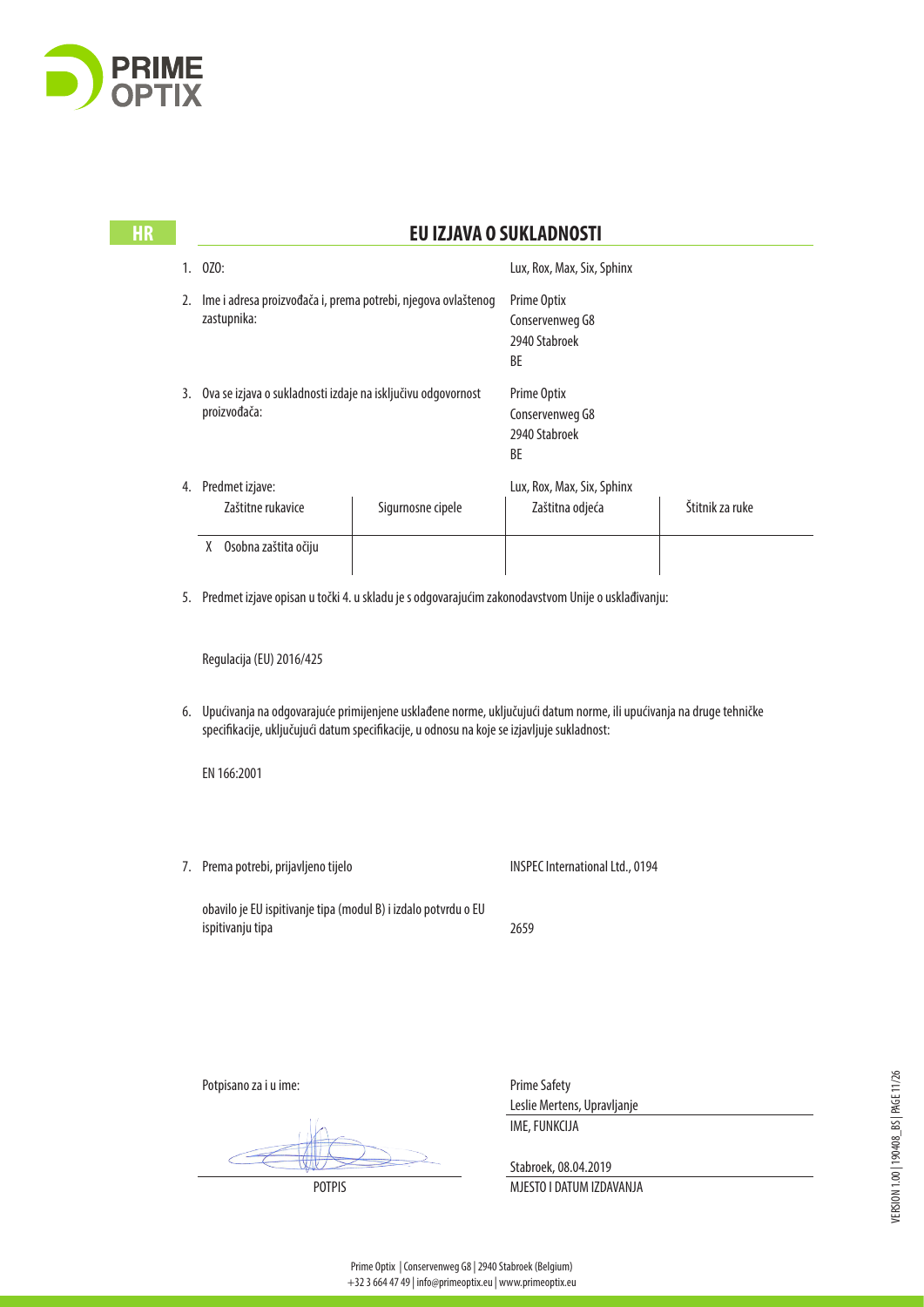HR

## EU IZJAVA O SUKLADNOSTI

1. OZO: Lux, Rox, Max, Six, Sphinx

2. Ime i adresa proizvođača i, prema potrebi, njegova ovlaštenog zastupnika:
   Prime Optix
   Conservenweg G8
   2940 Stabroek
   BE

3. Ova se izjava o sukladnosti izdaje na isključivu odgovornost proizvođača:
   Prime Optix
   Conservenweg G8
   2940 Stabroek
   BE

4. Predmet izjave: Lux, Rox, Max, Six, Sphinx

| Zaštitne rukavice | Sigurnosne cipele | Zaštitna odjeća | Štitnik za ruke |
|---|---|---|---|
| X Osobna zaštita očiju | | | |

5. Predmet izjave opisan u točki 4. u skladu je s odgovarajućim zakonodavstvom Unije o usklađivanju:

   Regulacija (EU) 2016/425

6. Upućivanja na odgovarajuće primijenjene usklađene norme, uključujući datum norme, ili upućivanja na druge tehničke specifikacije, uključujući datum specifikacije, u odnosu na koje se izjavljuje sukladnost:

   EN 166:2001

7. Prema potrebi, prijavljeno tijelo: INSPEC International Ltd., 0194

   obavilo je EU ispitivanje tipa (modul B) i izdalo potvrdu o EU ispitivanju tipa: 2659

Potpisano za i u ime: Prime Safety

Leslie Mertens, Upravljanje
IME, FUNKCIJA

POTPIS

Stabroek, 08.04.2019
MJESTO I DATUM IZDAVANJA

Prime Optix | Conservenweg G8 | 2940 Stabroek (Belgium)
+32 3 664 47 49 | info@primeoptix.eu | www.primeoptix.eu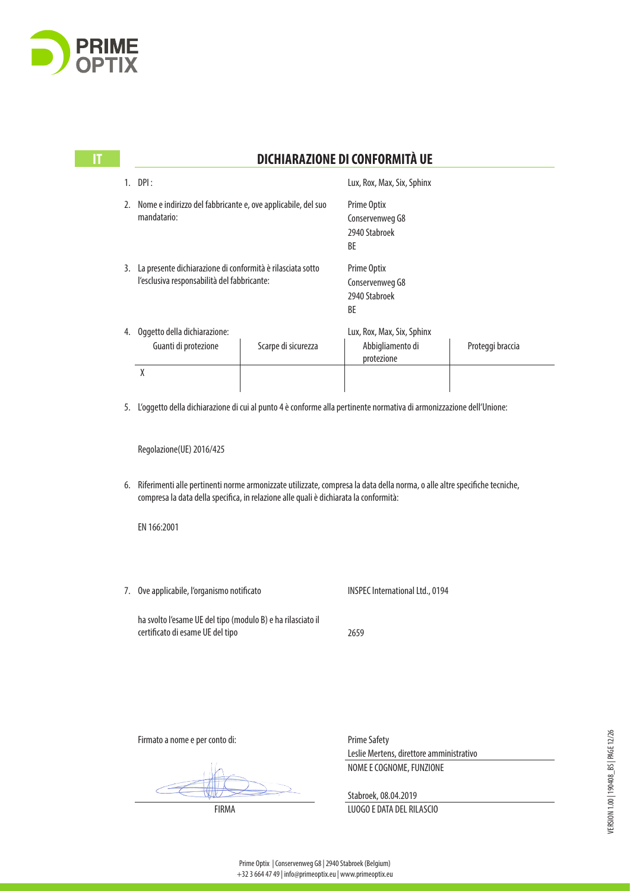PRIME OPTIX

IT

# DICHIARAZIONE DI CONFORMITÀ UE

1. DPI : Lux, Rox, Max, Six, Sphinx

2. Nome e indirizzo del fabbricante e, ove applicabile, del suo mandatario:
   Prime Optix
   Conservenweg G8
   2940 Stabroek
   BE

3. La presente dichiarazione di conformità è rilasciata sotto l'esclusiva responsabilità del fabbricante:
   Prime Optix
   Conservenweg G8
   2940 Stabroek
   BE

4. Oggetto della dichiarazione: Lux, Rox, Max, Six, Sphinx

| Guanti di protezione | Scarpe di sicurezza | Abbigliamento di protezione | Proteggi braccia |
|---|---|---|---|
| X | | | |

5. L'oggetto della dichiarazione di cui al punto 4 è conforme alla pertinente normativa di armonizzazione dell'Unione:

   Regolazione(UE) 2016/425

6. Riferimenti alle pertinenti norme armonizzate utilizzate, compresa la data della norma, o alle altre specifiche tecniche, compresa la data della specifica, in relazione alle quali è dichiarata la conformità:

   EN 166:2001

7. Ove applicabile, l'organismo notificato: INSPEC International Ltd., 0194

   ha svolto l'esame UE del tipo (modulo B) e ha rilasciato il certificato di esame UE del tipo: 2659

Firmato a nome e per conto di:

Prime Safety
Leslie Mertens, direttore amministrativo
NOME E COGNOME, FUNZIONE

FIRMA

Stabroek, 08.04.2019
LUOGO E DATA DEL RILASCIO

VERSION 1.00 | 190408_BS

Prime Optix | Conservenweg G8 | 2940 Stabroek (Belgium)
+32 3 664 47 49 | info@primeoptix.eu | www.primeoptix.eu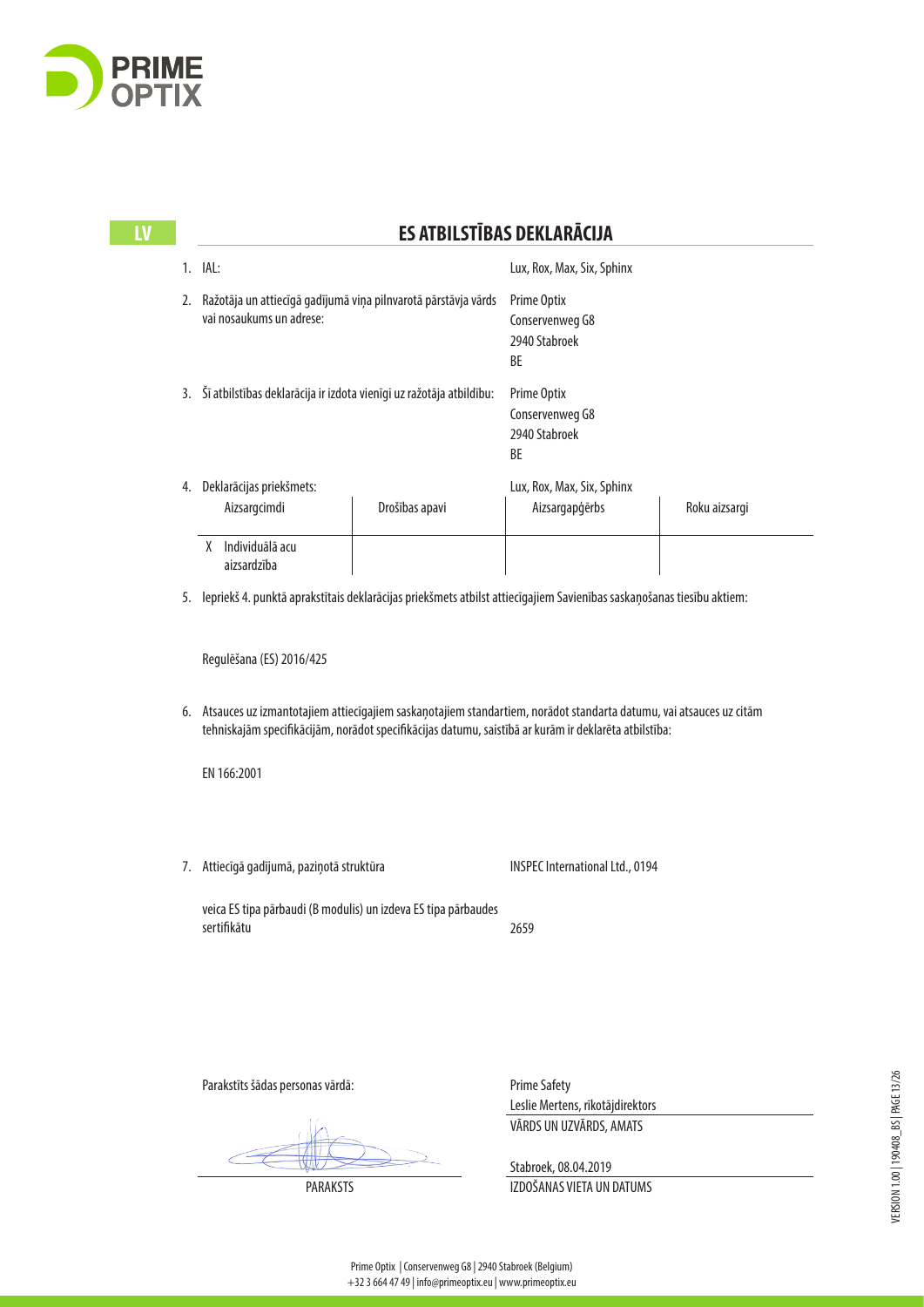PRIME OPTIX

LV

## ES ATBILSTĪBAS DEKLARĀCIJA

1. IAL: Lux, Rox, Max, Six, Sphinx

2. Ražotāja un attiecīgā gadījumā viņa pilnvarotā pārstāvja vārds vai nosaukums un adrese:
   Prime Optix
   Conservenweg G8
   2940 Stabroek
   BE

3. Šī atbilstības deklarācija ir izdota vienīgi uz ražotāja atbildību:
   Prime Optix
   Conservenweg G8
   2940 Stabroek
   BE

4. Deklarācijas priekšmets: Lux, Rox, Max, Six, Sphinx

| Aizsargcimdi | Drošības apavi | Aizsargapģērbs | Roku aizsargi |
|---|---|---|---|
| X Individuālā acu aizsardzība | | | |

5. Iepriekš 4. punktā aprakstītais deklarācijas priekšmets atbilst attiecīgajiem Savienības saskaņošanas tiesību aktiem:

   Regulēšana (ES) 2016/425

6. Atsauces uz izmantotajiem attiecīgajiem saskaņotajiem standartiem, norādot standarta datumu, vai atsauces uz citām tehniskajām specifikācijām, norādot specifikācijas datumu, saistībā ar kurām ir deklarēta atbilstība:

   EN 166:2001

7. Attiecīgā gadījumā, paziņotā struktūra: INSPEC International Ltd., 0194

   veica ES tipa pārbaudi (B modulis) un izdeva ES tipa pārbaudes sertifikātu: 2659

Parakstīts šādas personas vārdā: Prime Safety

Leslie Mertens, rīkotājdirektors
VĀRDS UN UZVĀRDS, AMATS

PARAKSTS

Stabroek, 08.04.2019
IZDOŠANAS VIETA UN DATUMS

VERSION 1.00 | 190408_BS

Prime Optix | Conservenweg G8 | 2940 Stabroek (Belgium)
+32 3 664 47 49 | info@primeoptix.eu | www.primeoptix.eu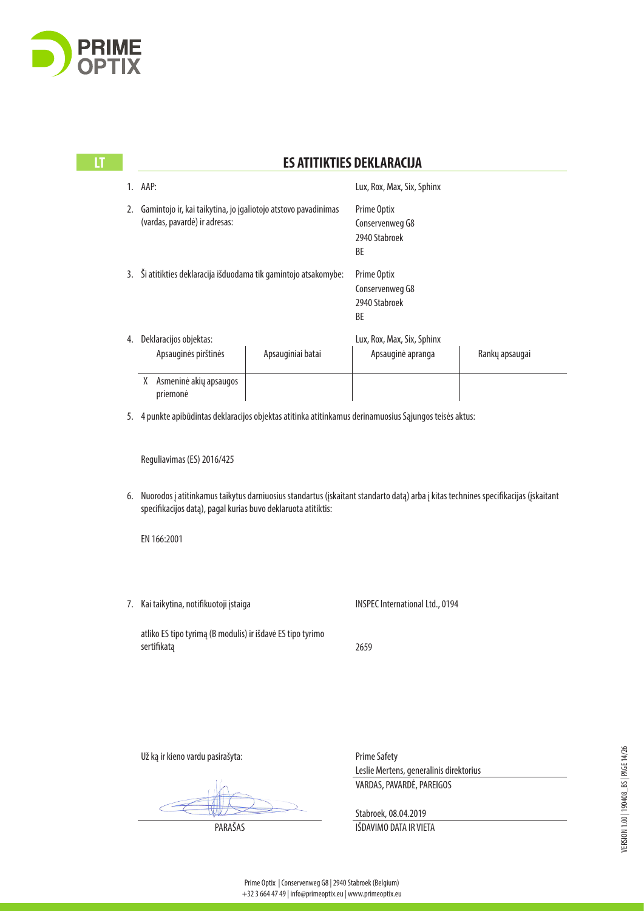LT

## ES ATITIKTIES DEKLARACIJA

1. AAP: Lux, Rox, Max, Six, Sphinx

2. Gamintojo ir, kai taikytina, jo įgaliotojo atstovo pavadinimas (vardas, pavardė) ir adresas:
   Prime Optix
   Conservenweg G8
   2940 Stabroek
   BE

3. Ši atitikties deklaracija išduodama tik gamintojo atsakomybe:
   Prime Optix
   Conservenweg G8
   2940 Stabroek
   BE

4. Deklaracijos objektas: Lux, Rox, Max, Six, Sphinx

| Apsauginės pirštinės | Apsauginiai batai | Apsauginė apranga | Rankų apsaugai |
|---|---|---|---|
| X Asmeninė akių apsaugos priemonė | | | |

5. 4 punkte apibūdintas deklaracijos objektas atitinka atitinkamus derinamuosius Sąjungos teisės aktus:

   Reguliavimas (ES) 2016/425

6. Nuorodos į atitinkamus taikytus darniuosius standartus (įskaitant standarto datą) arba į kitas technines specifikacijas (įskaitant specifikacijos datą), pagal kurias buvo deklaruota atitiktis:

   EN 166:2001

7. Kai taikytina, notifikuotoji įstaiga: INSPEC International Ltd., 0194

   atliko ES tipo tyrimą (B modulis) ir išdavė ES tipo tyrimo sertifikatą: 2659

Už ką ir kieno vardu pasirašyta: Prime Safety

Leslie Mertens, generalinis direktorius
VARDAS, PAVARDĖ, PAREIGOS

PARAŠAS

Stabroek, 08.04.2019
IŠDAVIMO DATA IR VIETA

Prime Optix | Conservenweg G8 | 2940 Stabroek (Belgium)
+32 3 664 47 49 | info@primeoptix.eu | www.primeoptix.eu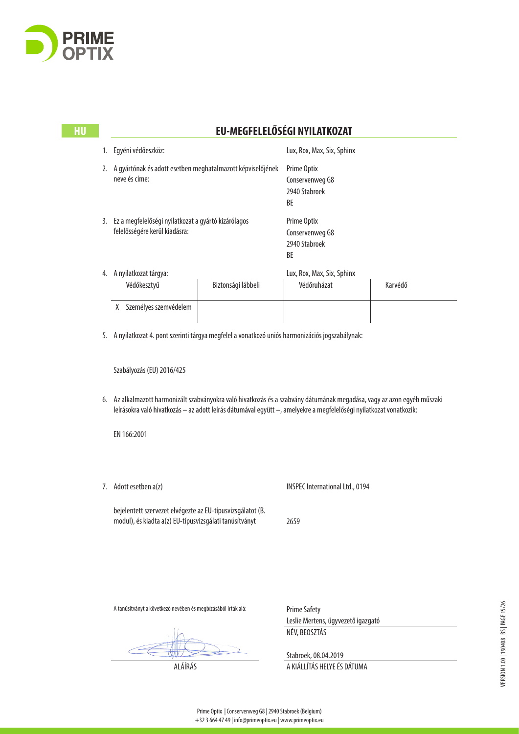PRIME OPTIX

HU

## EU-MEGFELELŐSÉGI NYILATKOZAT

1. Egyéni védőeszköz: Lux, Rox, Max, Six, Sphinx

2. A gyártónak és adott esetben meghatalmazott képviselőjének neve és címe:
   Prime Optix
   Conservenweg G8
   2940 Stabroek
   BE

3. Ez a megfelelőségi nyilatkozat a gyártó kizárólagos felelősségére kerül kiadásra:
   Prime Optix
   Conservenweg G8
   2940 Stabroek
   BE

4. A nyilatkozat tárgya: Lux, Rox, Max, Six, Sphinx

| Védőkesztyű | Biztonsági lábbeli | Védőruházat | Karvédő |
|---|---|---|---|
| X Személyes szemvédelem | | | |

5. A nyilatkozat 4. pont szerinti tárgya megfelel a vonatkozó uniós harmonizációs jogszabálynak:

   Szabályozás (EU) 2016/425

6. Az alkalmazott harmonizált szabványokra való hivatkozás és a szabvány dátumának megadása, vagy az azon egyéb műszaki leírásokra való hivatkozás – az adott leírás dátumával együtt –, amelyekre a megfelelőségi nyilatkozat vonatkozik:

   EN 166:2001

7. Adott esetben a(z) INSPEC International Ltd., 0194

   bejelentett szervezet elvégezte az EU-típusvizsgálatot (B. modul), és kiadta a(z) EU-típusvizsgálati tanúsítványt 2659

A tanúsítványt a következő nevében és megbízásából írták alá:

Prime Safety
Leslie Mertens, ügyvezető igazgató
NÉV, BEOSZTÁS

ALÁÍRÁS

Stabroek, 08.04.2019
A KIÁLLÍTÁS HELYE ÉS DÁTUMA

Prime Optix | Conservenweg G8 | 2940 Stabroek (Belgium)
+32 3 664 47 49 | info@primeoptix.eu | www.primeoptix.eu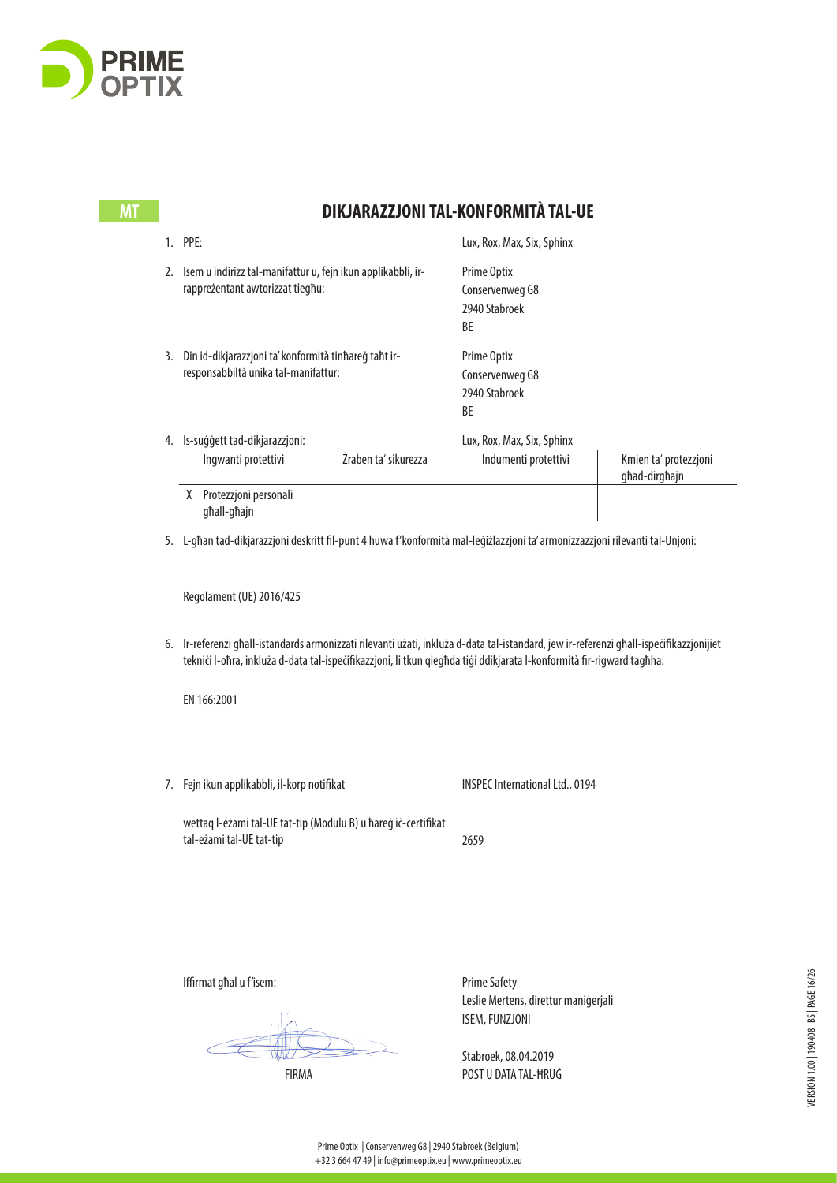MT

## DIKJARAZZJONI TAL-KONFORMITÀ TAL-UE

1. PPE: Lux, Rox, Max, Six, Sphinx

2. Isem u indirizz tal-manifattur u, fejn ikun applikabbli, ir-rappreżentant awtorizzat tiegħu:

   Prime Optix
   Conservenweg G8
   2940 Stabroek
   BE

3. Din id-dikjarazzjoni ta' konformità tinħareġ taħt ir-responsabbiltà unika tal-manifattur:

   Prime Optix
   Conservenweg G8
   2940 Stabroek
   BE

4. Is-suġġett tad-dikjarazzjoni: Lux, Rox, Max, Six, Sphinx

| Ingwanti protettivi | Żraben ta' sikurezza | Indumenti protettivi | Kmien ta' protezzjoni għad-dirgħajn |
|---|---|---|---|
| X Protezzjoni personali għall-għajn | | | |

5. L-għan tad-dikjarazzjoni deskritt fil-punt 4 huwa f'konformità mal-leġiżlazzjoni ta' armonizzazzjoni rilevanti tal-Unjoni:

   Regolament (UE) 2016/425

6. Ir-referenzi għall-istandards armonizzati rilevanti użati, inkluża d-data tal-istandard, jew ir-referenzi għall-ispeċifikazzjonijiet tekniċi l-oħra, inkluża d-data tal-ispeċifikazzjoni, li tkun qiegħda tiġi ddikjarata l-konformità fir-rigward tagħha:

   EN 166:2001

7. Fejn ikun applikabbli, il-korp notifikat: INSPEC International Ltd., 0194

   wettaq l-eżami tal-UE tat-tip (Modulu B) u ħareġ iċ-ċertifikat tal-eżami tal-UE tat-tip: 2659

Iffirmat għal u f'isem:

Prime Safety
Leslie Mertens, direttur maniġerjali
ISEM, FUNZJONI

FIRMA

Stabroek, 08.04.2019
POST U DATA TAL-ĦRUĠ

Prime Optix | Conservenweg G8 | 2940 Stabroek (Belgium)
+32 3 664 47 49 | info@primeoptix.eu | www.primeoptix.eu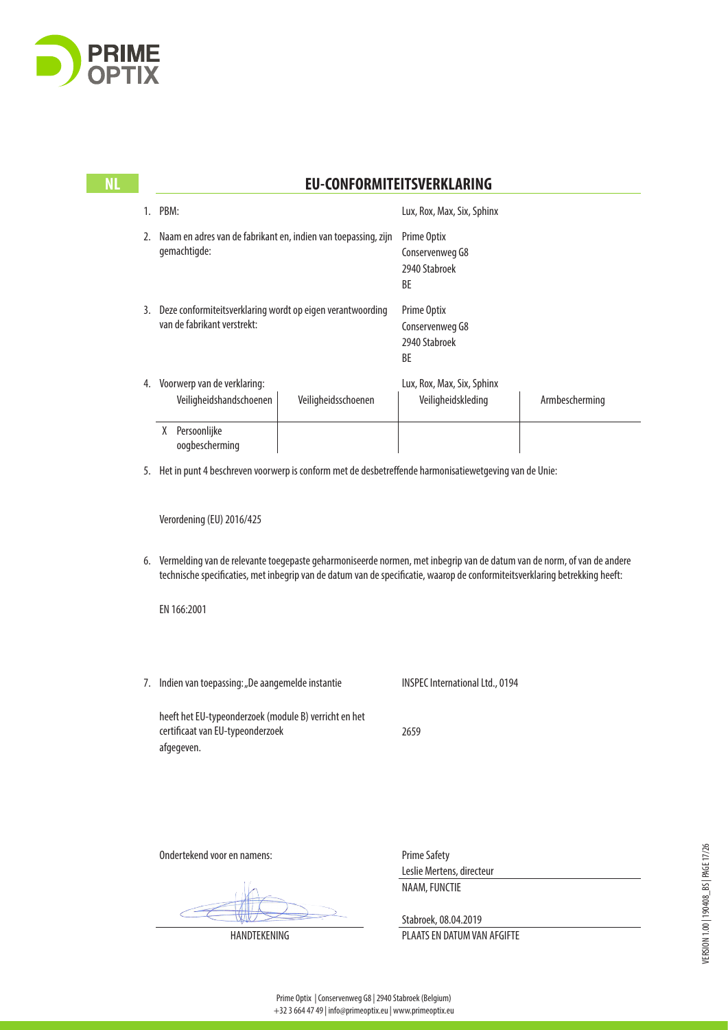NL

## EU-CONFORMITEITSVERKLARING

1. PBM: Lux, Rox, Max, Six, Sphinx

2. Naam en adres van de fabrikant en, indien van toepassing, zijn gemachtigde:
   Prime Optix
   Conservenweg G8
   2940 Stabroek
   BE

3. Deze conformiteitsverklaring wordt op eigen verantwoording van de fabrikant verstrekt:
   Prime Optix
   Conservenweg G8
   2940 Stabroek
   BE

4. Voorwerp van de verklaring: Lux, Rox, Max, Six, Sphinx

| Veiligheidshandschoenen | Veiligheidsschoenen | Veiligheidskleding | Armbescherming |
|---|---|---|---|
| X Persoonlijke oogbescherming | | | |

5. Het in punt 4 beschreven voorwerp is conform met de desbetreffende harmonisatiewetgeving van de Unie:

   Verordening (EU) 2016/425

6. Vermelding van de relevante toegepaste geharmoniseerde normen, met inbegrip van de datum van de norm, of van de andere technische specificaties, met inbegrip van de datum van de specificatie, waarop de conformiteitsverklaring betrekking heeft:

   EN 166:2001

7. Indien van toepassing: „De aangemelde instantie INSPEC International Ltd., 0194

   heeft het EU-typeonderzoek (module B) verricht en het certificaat van EU-typeonderzoek 2659 afgegeven.

Ondertekend voor en namens:

Prime Safety
Leslie Mertens, directeur
NAAM, FUNCTIE

HANDTEKENING

Stabroek, 08.04.2019
PLAATS EN DATUM VAN AFGIFTE

Prime Optix | Conservenweg G8 | 2940 Stabroek (Belgium)
+32 3 664 47 49 | info@primeoptix.eu | www.primeoptix.eu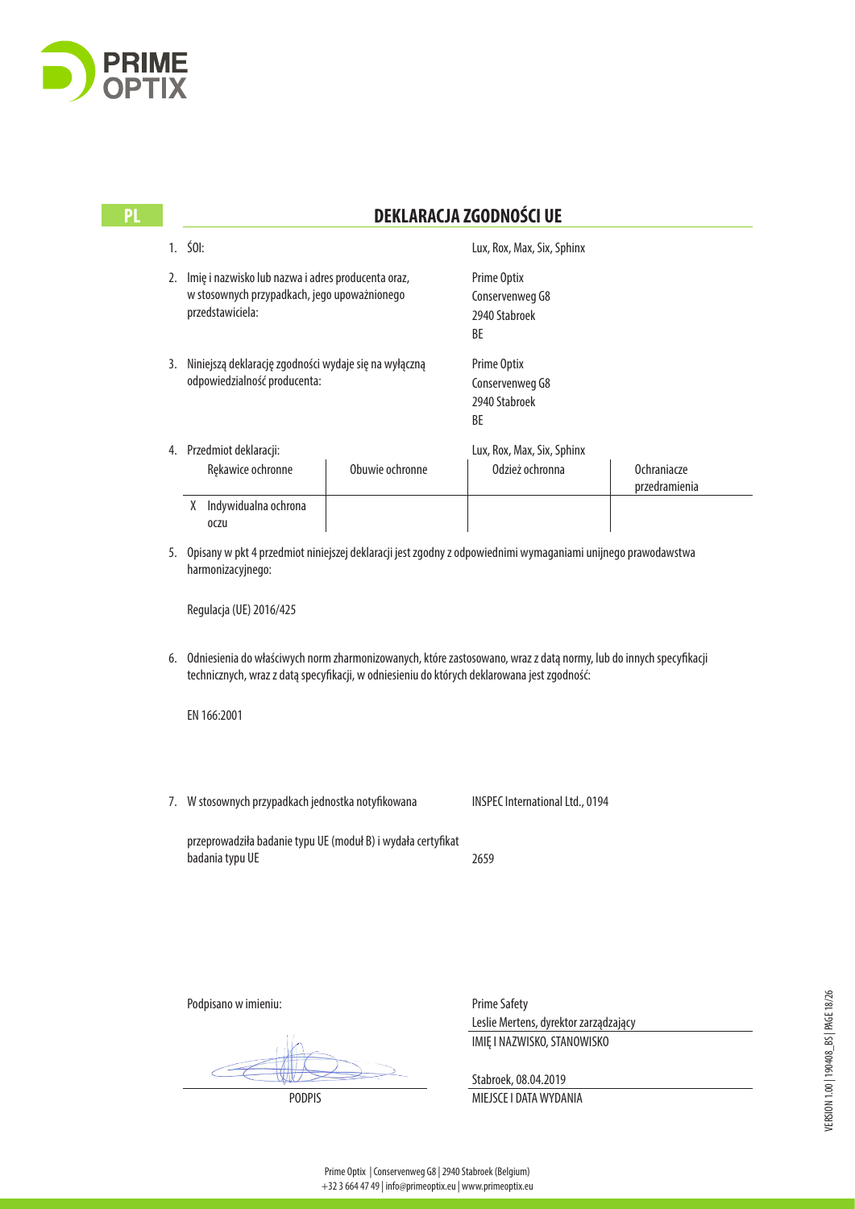PRIME OPTIX

PL

## DEKLARACJA ZGODNOŚCI UE

1. ŚOI: Lux, Rox, Max, Six, Sphinx

2. Imię i nazwisko lub nazwa i adres producenta oraz, w stosownych przypadkach, jego upoważnionego przedstawiciela:
   Prime Optix
   Conservenweg G8
   2940 Stabroek
   BE

3. Niniejszą deklarację zgodności wydaje się na wyłączną odpowiedzialność producenta:
   Prime Optix
   Conservenweg G8
   2940 Stabroek
   BE

4. Przedmiot deklaracji: Lux, Rox, Max, Six, Sphinx

| Rękawice ochronne | Obuwie ochronne | Odzież ochronna | Ochraniacze przedramienia |
|---|---|---|---|
| X Indywidualna ochrona oczu | | | |

5. Opisany w pkt 4 przedmiot niniejszej deklaracji jest zgodny z odpowiednimi wymaganiami unijnego prawodawstwa harmonizacyjnego:

   Regulacja (UE) 2016/425

6. Odniesienia do właściwych norm zharmonizowanych, które zastosowano, wraz z datą normy, lub do innych specyfikacji technicznych, wraz z datą specyfikacji, w odniesieniu do których deklarowana jest zgodność:

   EN 166:2001

7. W stosownych przypadkach jednostka notyfikowana: INSPEC International Ltd., 0194

   przeprowadziła badanie typu UE (moduł B) i wydała certyfikat badania typu UE: 2659

Podpisano w imieniu: Prime Safety

Leslie Mertens, dyrektor zarządzający
IMIĘ I NAZWISKO, STANOWISKO

PODPIS

Stabroek, 08.04.2019
MIEJSCE I DATA WYDANIA

Prime Optix | Conservenweg G8 | 2940 Stabroek (Belgium)
+32 3 664 47 49 | info@primeoptix.eu | www.primeoptix.eu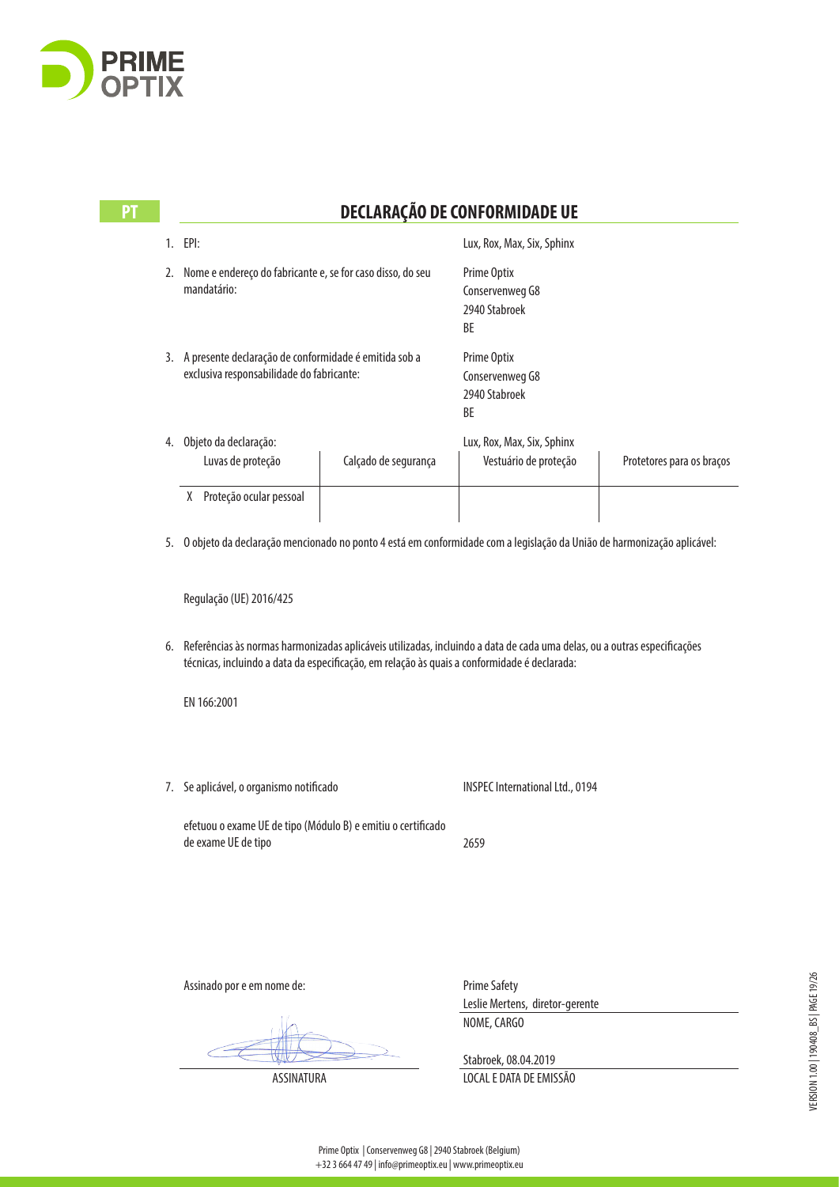PT

# DECLARAÇÃO DE CONFORMIDADE UE

1. EPI: Lux, Rox, Max, Six, Sphinx

2. Nome e endereço do fabricante e, se for caso disso, do seu mandatário:
   Prime Optix
   Conservenweg G8
   2940 Stabroek
   BE

3. A presente declaração de conformidade é emitida sob a exclusiva responsabilidade do fabricante:
   Prime Optix
   Conservenweg G8
   2940 Stabroek
   BE

4. Objeto da declaração: Lux, Rox, Max, Six, Sphinx

| Luvas de proteção | Calçado de segurança | Vestuário de proteção | Protetores para os braços |
|---|---|---|---|
| X Proteção ocular pessoal | | | |

5. O objeto da declaração mencionado no ponto 4 está em conformidade com a legislação da União de harmonização aplicável:

   Regulação (UE) 2016/425

6. Referências às normas harmonizadas aplicáveis utilizadas, incluindo a data de cada uma delas, ou a outras especificações técnicas, incluindo a data da especificação, em relação às quais a conformidade é declarada:

   EN 166:2001

7. Se aplicável, o organismo notificado: INSPEC International Ltd., 0194

   efetuou o exame UE de tipo (Módulo B) e emitiu o certificado de exame UE de tipo: 2659

Assinado por e em nome de:

Prime Safety
Leslie Mertens, diretor-gerente
NOME, CARGO

ASSINATURA

Stabroek, 08.04.2019
LOCAL E DATA DE EMISSÃO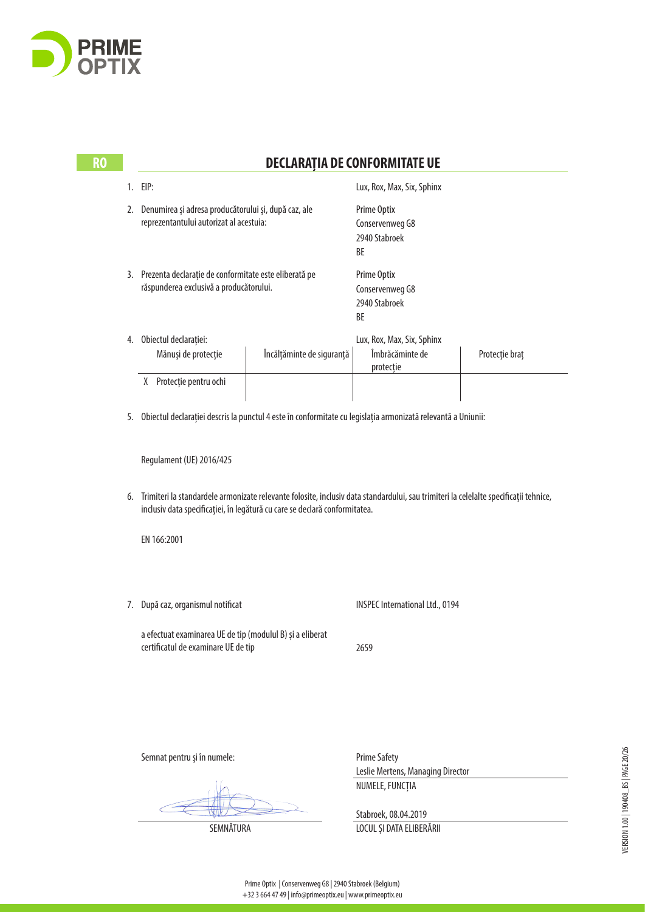RO

# DECLARAȚIA DE CONFORMITATE UE

1. EIP: Lux, Rox, Max, Six, Sphinx

2. Denumirea și adresa producătorului și, după caz, ale reprezentantului autorizat al acestuia:
   Prime Optix
   Conservenweg G8
   2940 Stabroek
   BE

3. Prezenta declarație de conformitate este eliberată pe răspunderea exclusivă a producătorului.
   Prime Optix
   Conservenweg G8
   2940 Stabroek
   BE

4. Obiectul declarației: Lux, Rox, Max, Six, Sphinx

| Mănuși de protecție | Încălțăminte de siguranță | Îmbrăcăminte de protecție | Protecție braț |
|---|---|---|---|
| X Protecție pentru ochi | | | |

5. Obiectul declarației descris la punctul 4 este în conformitate cu legislația armonizată relevantă a Uniunii:

   Regulament (UE) 2016/425

6. Trimiteri la standardele armonizate relevante folosite, inclusiv data standardului, sau trimiteri la celelalte specificații tehnice, inclusiv data specificației, în legătură cu care se declară conformitatea.

   EN 166:2001

7. După caz, organismul notificat INSPEC International Ltd., 0194

   a efectuat examinarea UE de tip (modulul B) și a eliberat certificatul de examinare UE de tip 2659

Semnat pentru și în numele:

Prime Safety
Leslie Mertens, Managing Director
NUMELE, FUNCȚIA

SEMNĂTURA

Stabroek, 08.04.2019
LOCUL ȘI DATA ELIBERĂRII

Prime Optix | Conservenweg G8 | 2940 Stabroek (Belgium)
+32 3 664 47 49 | info@primeoptix.eu | www.primeoptix.eu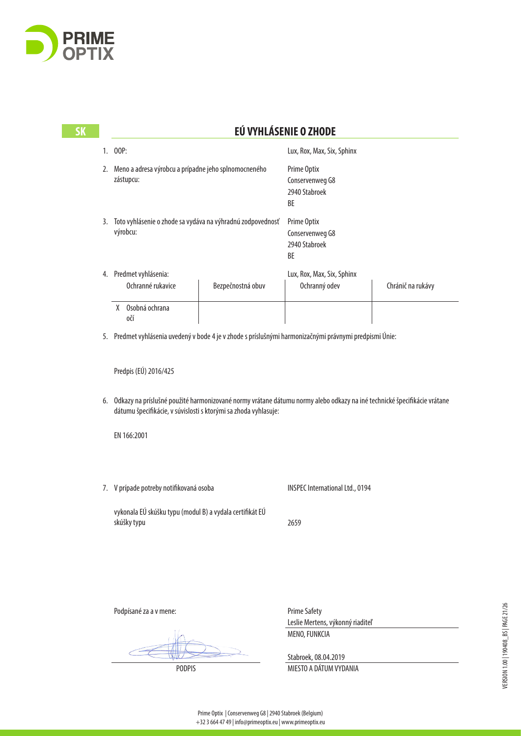**SK**

## EÚ VYHLÁSENIE O ZHODE

1. OOP: Lux, Rox, Max, Six, Sphinx

2. Meno a adresa výrobcu a prípadne jeho splnomocneného zástupcu: Prime Optix
   Conservenweg G8
   2940 Stabroek
   BE

3. Toto vyhlásenie o zhode sa vydáva na výhradnú zodpovednosť výrobcu: Prime Optix
   Conservenweg G8
   2940 Stabroek
   BE

4. Predmet vyhlásenia: Lux, Rox, Max, Six, Sphinx

| Ochranné rukavice | Bezpečnostná obuv | Ochranný odev | Chránič na rukávy |
|---|---|---|---|
| X Osobná ochrana očí | | | |

5. Predmet vyhlásenia uvedený v bode 4 je v zhode s príslušnými harmonizačnými právnymi predpismi Únie:

   Predpis (EÚ) 2016/425

6. Odkazy na príslušné použité harmonizované normy vrátane dátumu normy alebo odkazy na iné technické špecifikácie vrátane dátumu špecifikácie, v súvislosti s ktorými sa zhoda vyhlasuje:

   EN 166:2001

7. V prípade potreby notifikovaná osoba: INSPEC International Ltd., 0194

   vykonala EÚ skúšku typu (modul B) a vydala certifikát EÚ skúšky typu: 2659

Podpísané za a v mene: Prime Safety

Leslie Mertens, výkonný riaditeľ
MENO, FUNKCIA

PODPIS

Stabroek, 08.04.2019
MIESTO A DÁTUM VYDANIA

Prime Optix | Conservenweg G8 | 2940 Stabroek (Belgium)
+32 3 664 47 49 | info@primeoptix.eu | www.primeoptix.eu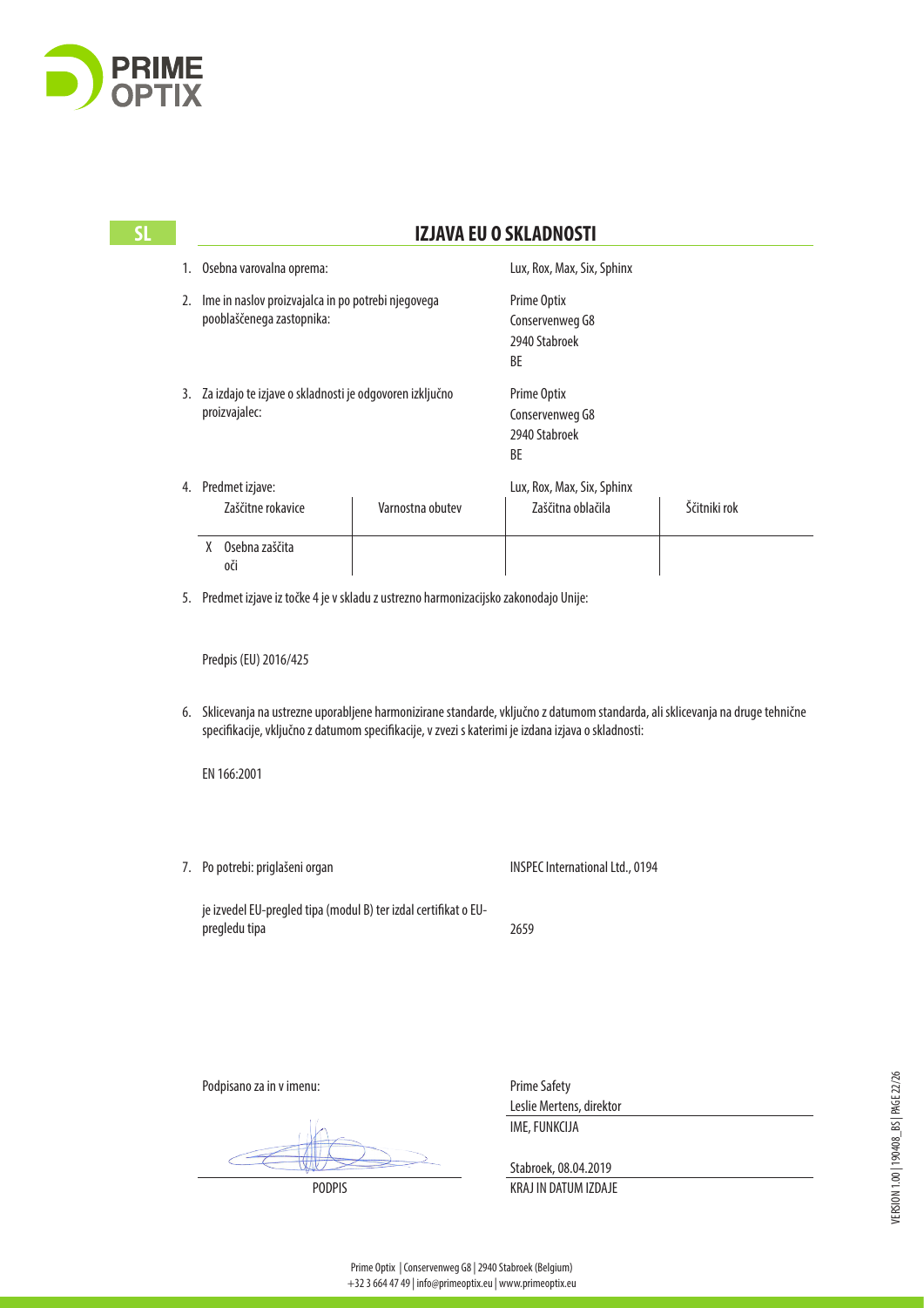SL

# IZJAVA EU O SKLADNOSTI

1. Osebna varovalna oprema: Lux, Rox, Max, Six, Sphinx

2. Ime in naslov proizvajalca in po potrebi njegovega pooblaščenega zastopnika:
   Prime Optix
   Conservenweg G8
   2940 Stabroek
   BE

3. Za izdajo te izjave o skladnosti je odgovoren izključno proizvajalec:
   Prime Optix
   Conservenweg G8
   2940 Stabroek
   BE

4. Predmet izjave: Lux, Rox, Max, Six, Sphinx

| Zaščitne rokavice | Varnostna obutev | Zaščitna oblačila | Ščitniki rok |
|---|---|---|---|
| X Osebna zaščita oči | | | |

5. Predmet izjave iz točke 4 je v skladu z ustrezno harmonizacijsko zakonodajo Unije:

   Predpis (EU) 2016/425

6. Sklicevanja na ustrezne uporabljene harmonizirane standarde, vključno z datumom standarda, ali sklicevanja na druge tehnične specifikacije, vključno z datumom specifikacije, v zvezi s katerimi je izdana izjava o skladnosti:

   EN 166:2001

7. Po potrebi: priglašeni organ INSPEC International Ltd., 0194

   je izvedel EU-pregled tipa (modul B) ter izdal certifikat o EU-pregledu tipa 2659

Podpisano za in v imenu:

Prime Safety
Leslie Mertens, direktor
IME, FUNKCIJA

PODPIS

Stabroek, 08.04.2019
KRAJ IN DATUM IZDAJE

Prime Optix | Conservenweg G8 | 2940 Stabroek (Belgium)
+32 3 664 47 49 | info@primeoptix.eu | www.primeoptix.eu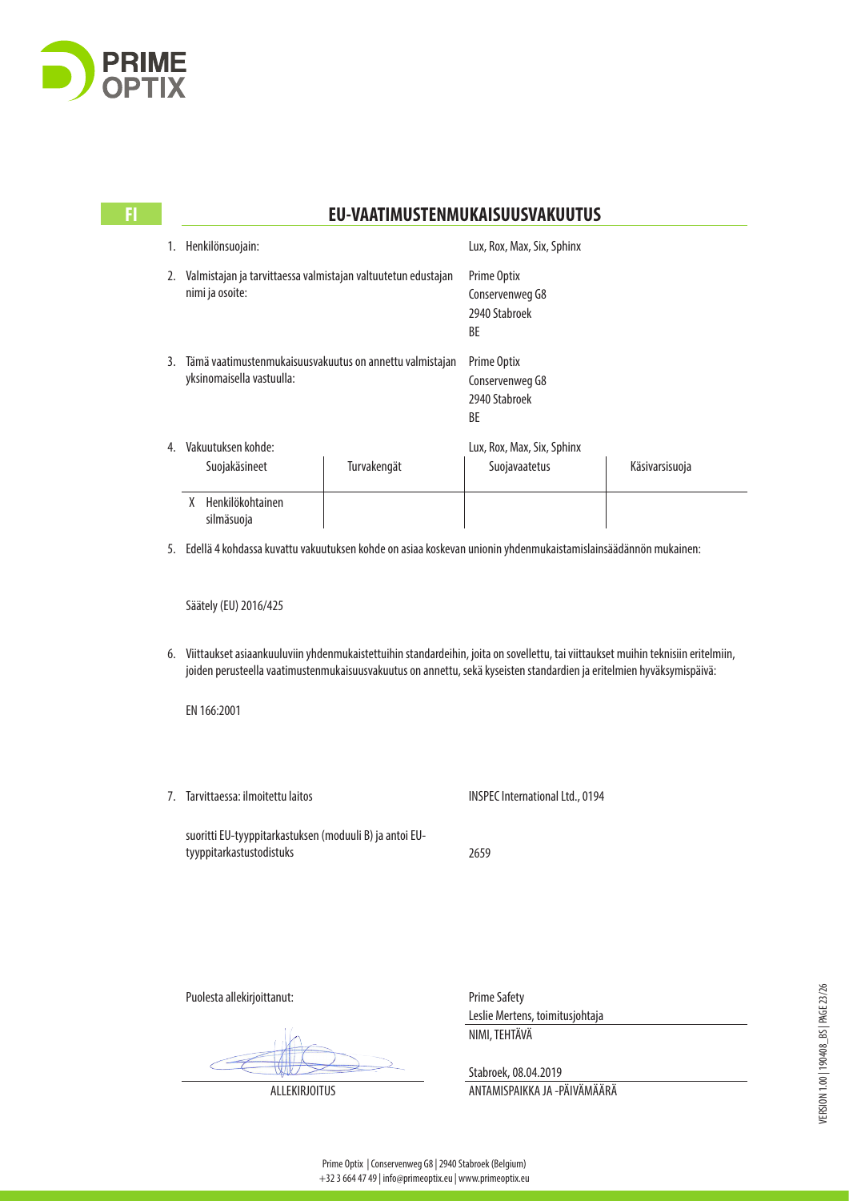PRIME OPTIX

FI

## EU-VAATIMUSTENMUKAISUUSVAKUUTUS

1. Henkilönsuojain: Lux, Rox, Max, Six, Sphinx

2. Valmistajan ja tarvittaessa valmistajan valtuutetun edustajan nimi ja osoite:

   Prime Optix
   Conservenweg G8
   2940 Stabroek
   BE

3. Tämä vaatimustenmukaisuusvakuutus on annettu valmistajan yksinomaisella vastuulla:

   Prime Optix
   Conservenweg G8
   2940 Stabroek
   BE

4. Vakuutuksen kohde: Lux, Rox, Max, Six, Sphinx

| Suojakäsineet | Turvakengät | Suojavaatetus | Käsivarsisuoja |
|---|---|---|---|
| X Henkilökohtainen silmäsuoja | | | |

5. Edellä 4 kohdassa kuvattu vakuutuksen kohde on asiaa koskevan unionin yhdenmukaistamislainsäädännön mukainen:

   Säätely (EU) 2016/425

6. Viittaukset asiaankuuluviin yhdenmukaistettuihin standardeihin, joita on sovellettu, tai viittaukset muihin teknisiin eritelmiin, joiden perusteella vaatimustenmukaisuusvakuutus on annettu, sekä kyseisten standardien ja eritelmien hyväksymispäivä:

   EN 166:2001

7. Tarvittaessa: ilmoitettu laitos INSPEC International Ltd., 0194

   suoritti EU-tyyppitarkastuksen (moduuli B) ja antoi EU-tyyppitarkastustodistuks 2659

Puolesta allekirjoittanut:

Prime Safety
Leslie Mertens, toimitusjohtaja
NIMI, TEHTÄVÄ

ALLEKIRJOITUS

Stabroek, 08.04.2019
ANTAMISPAIKKA JA -PÄIVÄMÄÄRÄ

Prime Optix | Conservenweg G8 | 2940 Stabroek (Belgium)
+32 3 664 47 49 | info@primeoptix.eu | www.primeoptix.eu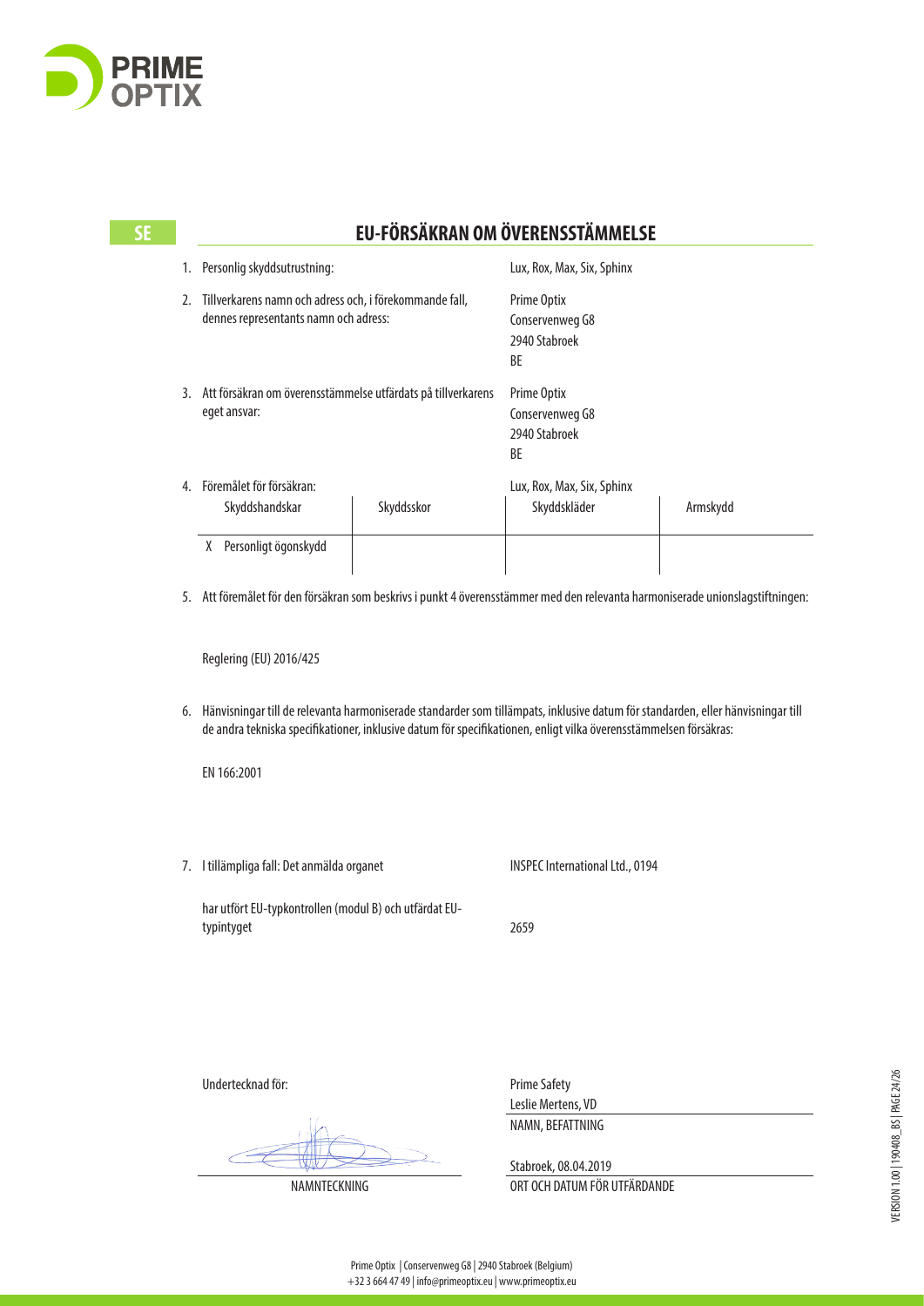PRIME OPTIX

SE

# EU-FÖRSÄKRAN OM ÖVERENSSTÄMMELSE

1. Personlig skyddsutrustning: Lux, Rox, Max, Six, Sphinx

2. Tillverkarens namn och adress och, i förekommande fall, dennes representants namn och adress:
   Prime Optix
   Conservenweg G8
   2940 Stabroek
   BE

3. Att försäkran om överensstämmelse utfärdats på tillverkarens eget ansvar:
   Prime Optix
   Conservenweg G8
   2940 Stabroek
   BE

4. Föremålet för försäkran: Lux, Rox, Max, Six, Sphinx

| Skyddshandskar | Skyddsskor | Skyddskläder | Armskydd |
|---|---|---|---|
| X Personligt ögonskydd | | | |

5. Att föremålet för den försäkran som beskrivs i punkt 4 överensstämmer med den relevanta harmoniserade unionslagstiftningen:

   Reglering (EU) 2016/425

6. Hänvisningar till de relevanta harmoniserade standarder som tillämpats, inklusive datum för standarden, eller hänvisningar till de andra tekniska specifikationer, inklusive datum för specifikationen, enligt vilka överensstämmelsen försäkras:

   EN 166:2001

7. I tillämpliga fall: Det anmälda organet INSPEC International Ltd., 0194

   har utfört EU-typkontrollen (modul B) och utfärdat EU-typintyget 2659

Undertecknad för:

Prime Safety
Leslie Mertens, VD

NAMN, BEFATTNING

NAMNTECKNING

Stabroek, 08.04.2019

ORT OCH DATUM FÖR UTFÄRDANDE

Prime Optix | Conservenweg G8 | 2940 Stabroek (Belgium)
+32 3 664 47 49 | info@primeoptix.eu | www.primeoptix.eu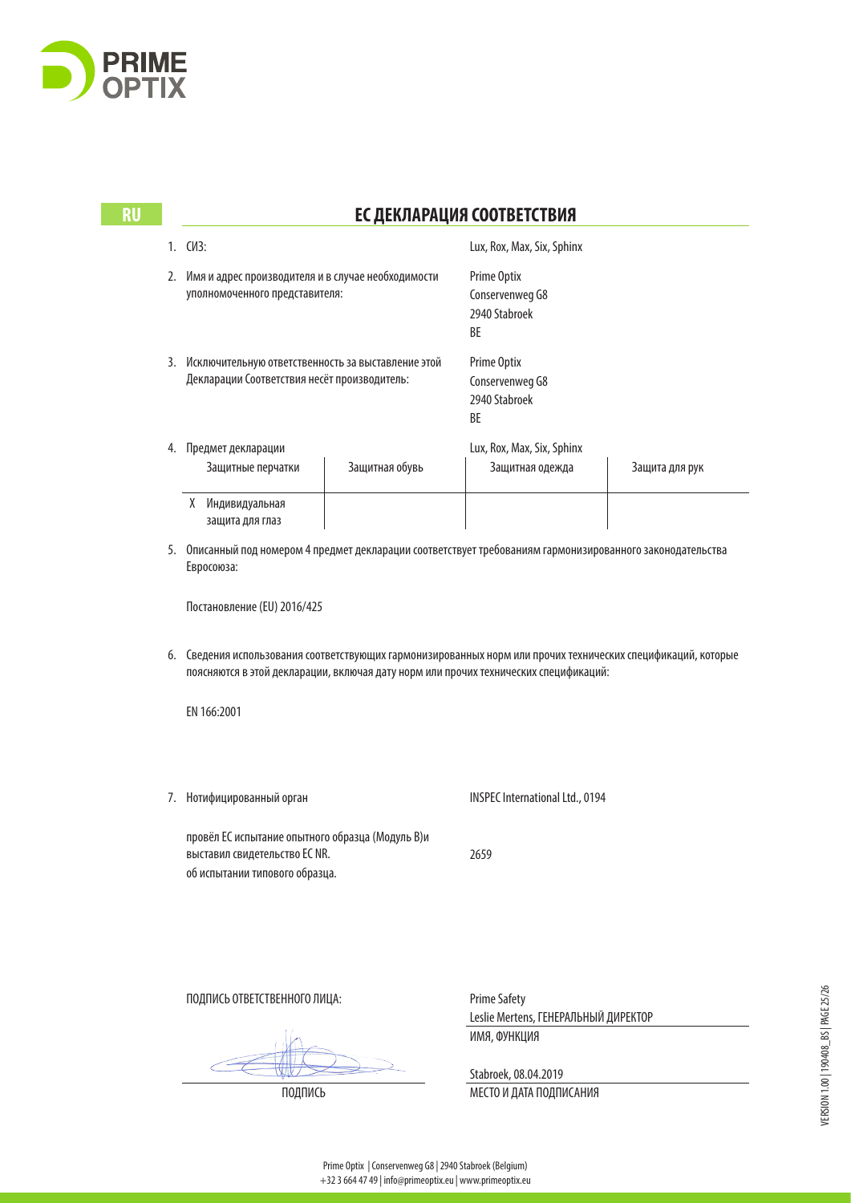RU

## ЕС ДЕКЛАРАЦИЯ СООТВЕТСТВИЯ

1. СИЗ: Lux, Rox, Max, Six, Sphinx

2. Имя и адрес производителя и в случае необходимости уполномоченного представителя:
Prime Optix
Conservenweg G8
2940 Stabroek
BE

3. Исключительную ответственность за выставление этой Декларации Соответствия несёт производитель:
Prime Optix
Conservenweg G8
2940 Stabroek
BE

4. Предмет декларации: Lux, Rox, Max, Six, Sphinx

| Защитные перчатки | Защитная обувь | Защитная одежда | Защита для рук |
|---|---|---|---|
| X Индивидуальная защита для глаз | | | |

5. Описанный под номером 4 предмет декларации соответствует требованиям гармонизированного законодательства Евросоюза:

Постановление (EU) 2016/425

6. Сведения использования соответствующих гармонизированных норм или прочих технических спецификаций, которые поясняются в этой декларации, включая дату норм или прочих технических спецификаций:

EN 166:2001

7. Нотифицированный орган: INSPEC International Ltd., 0194

провёл ЕС испытание опытного образца (Модуль B)и выставил свидетельство EC NR. об испытании типового образца: 2659

ПОДПИСЬ ОТВЕТСТВЕННОГО ЛИЦА:

Prime Safety
Leslie Mertens, ГЕНЕРАЛЬНЫЙ ДИРЕКТОР
ИМЯ, ФУНКЦИЯ

ПОДПИСЬ

Stabroek, 08.04.2019
МЕСТО И ДАТА ПОДПИСАНИЯ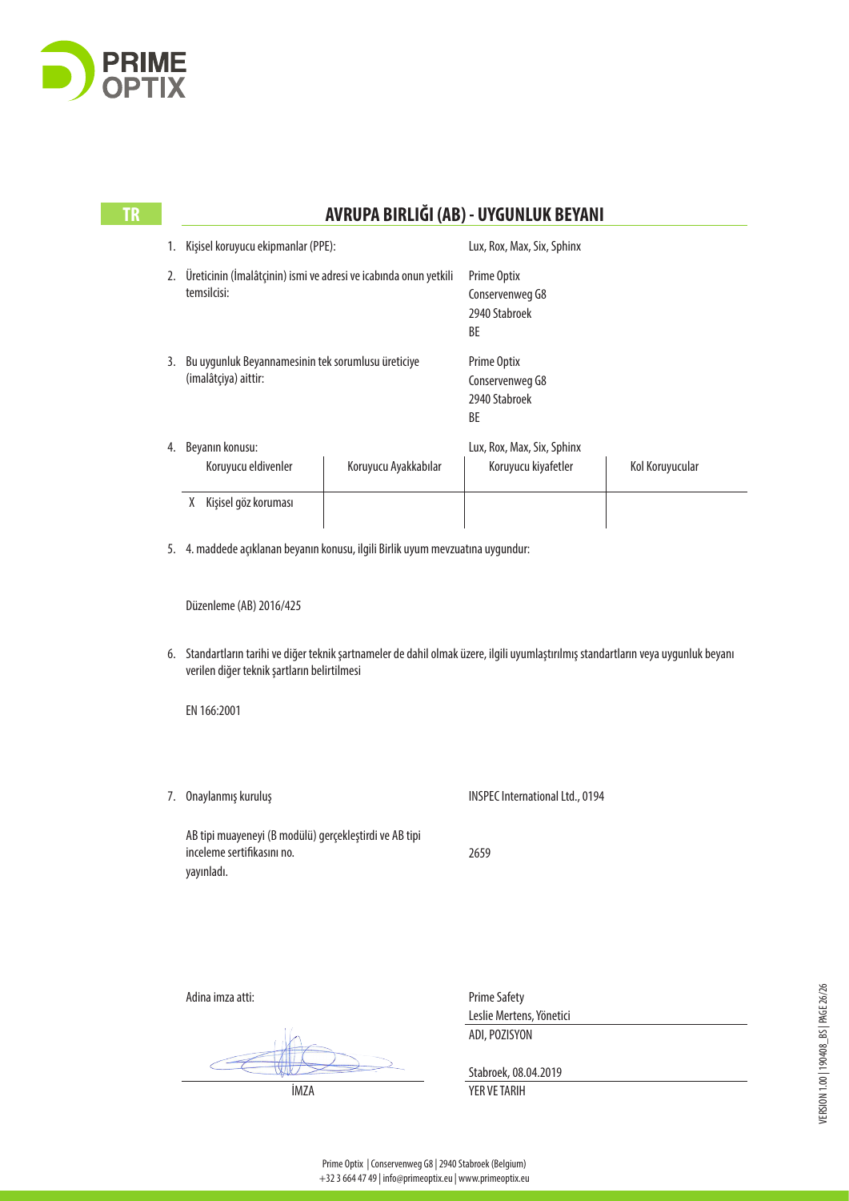TR

## AVRUPA BIRLIĞI (AB) - UYGUNLUK BEYANI

1. Kişisel koruyucu ekipmanlar (PPE): Lux, Rox, Max, Six, Sphinx

2. Üreticinin (İmalâtçinin) ismi ve adresi ve icabında onun yetkili temsilcisi:

   Prime Optix
   Conservenweg G8
   2940 Stabroek
   BE

3. Bu uygunluk Beyannamesinin tek sorumlusu üreticiye (imalâtçiya) aittir:

   Prime Optix
   Conservenweg G8
   2940 Stabroek
   BE

4. Beyanın konusu: Lux, Rox, Max, Six, Sphinx

| | | | |
|---|---|---|---|
| Koruyucu eldivenler | Koruyucu Ayakkabılar | Koruyucu kiyafetler | Kol Koruyucular |
| X Kişisel göz koruması | | | |

5. 4. maddede açıklanan beyanın konusu, ilgili Birlik uyum mevzuatına uygundur:

   Düzenleme (AB) 2016/425

6. Standartların tarihi ve diğer teknik şartnameler de dahil olmak üzere, ilgili uyumlaştırılmış standartların veya uygunluk beyanı verilen diğer teknik şartların belirtilmesi

   EN 166:2001

7. Onaylanmış kuruluş INSPEC International Ltd., 0194

   AB tipi muayeneyi (B modülü) gerçekleştirdi ve AB tipi inceleme sertifikasını no. yayınladı. 2659

Adina imza atti:

Prime Safety
Leslie Mertens, Yönetici
ADI, POZISYON

İMZA

Stabroek, 08.04.2019
YER VE TARIH

Prime Optix | Conservenweg G8 | 2940 Stabroek (Belgium)
+32 3 664 47 49 | info@primeoptix.eu | www.primeoptix.eu